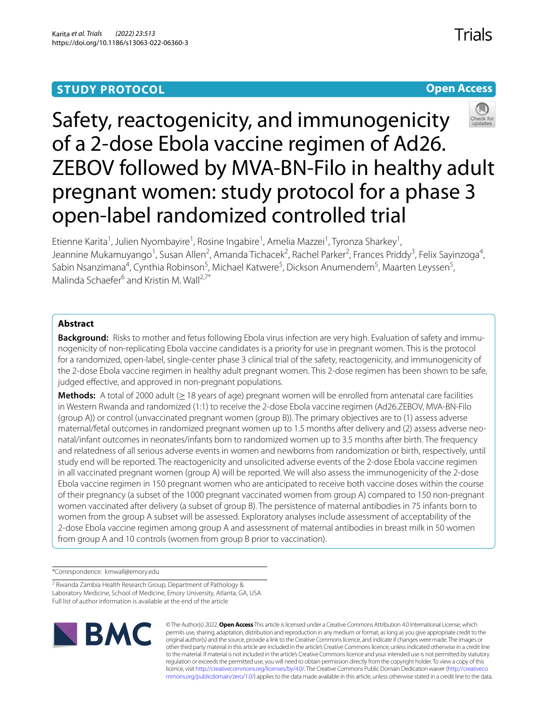**STUDY PROTOCOL** **Open Access**

# Safety, reactogenicity, and immunogenicity of a 2-dose Ebola vaccine regimen of Ad26.ZEBOV followed by MVA-BN-Filo in healthy adult pregnant women: study protocol for a phase 3 open-label randomized controlled trial

Etienne Karita[1], Julien Nyombayire[1], Rosine Ingabire[1], Amelia Mazzei[1], Tyronza Sharkey[1], Jeannine Mukamuyango[1], Susan Allen[2], Amanda Tichacek[2], Rachel Parker[2], Frances Priddy[3], Felix Sayinzoga[4], Sabin Nsanzimana[4], Cynthia Robinson[5], Michael Katwere[5], Dickson Anumendem[5], Maarten Leyssen[5], Malinda Schaefer[6] and Kristin M. Wall[2,7*]

## Abstract

**Background:** Risks to mother and fetus following Ebola virus infection are very high. Evaluation of safety and immunogenicity of non-replicating Ebola vaccine candidates is a priority for use in pregnant women. This is the protocol for a randomized, open-label, single-center phase 3 clinical trial of the safety, reactogenicity, and immunogenicity of the 2-dose Ebola vaccine regimen in healthy adult pregnant women. This 2-dose regimen has been shown to be safe, judged effective, and approved in non-pregnant populations.

**Methods:** A total of 2000 adult (≥ 18 years of age) pregnant women will be enrolled from antenatal care facilities in Western Rwanda and randomized (1:1) to receive the 2-dose Ebola vaccine regimen (Ad26.ZEBOV, MVA-BN-Filo (group A)) or control (unvaccinated pregnant women (group B)). The primary objectives are to (1) assess adverse maternal/fetal outcomes in randomized pregnant women up to 1.5 months after delivery and (2) assess adverse neonatal/infant outcomes in neonates/infants born to randomized women up to 3.5 months after birth. The frequency and relatedness of all serious adverse events in women and newborns from randomization or birth, respectively, until study end will be reported. The reactogenicity and unsolicited adverse events of the 2-dose Ebola vaccine regimen in all vaccinated pregnant women (group A) will be reported. We will also assess the immunogenicity of the 2-dose Ebola vaccine regimen in 150 pregnant women who are anticipated to receive both vaccine doses within the course of their pregnancy (a subset of the 1000 pregnant vaccinated women from group A) compared to 150 non-pregnant women vaccinated after delivery (a subset of group B). The persistence of maternal antibodies in 75 infants born to women from the group A subset will be assessed. Exploratory analyses include assessment of acceptability of the 2-dose Ebola vaccine regimen among group A and assessment of maternal antibodies in breast milk in 50 women from group A and 10 controls (women from group B prior to vaccination).

*Correspondence: kmwall@emory.edu

[2] Rwanda Zambia Health Research Group, Department of Pathology & Laboratory Medicine, School of Medicine, Emory University, Atlanta, GA, USA
Full list of author information is available at the end of the article

© The Author(s) 2022. **Open Access** This article is licensed under a Creative Commons Attribution 4.0 International License, which permits use, sharing, adaptation, distribution and reproduction in any medium or format, as long as you give appropriate credit to the original author(s) and the source, provide a link to the Creative Commons licence, and indicate if changes were made. The images or other third party material in this article are included in the article's Creative Commons licence, unless indicated otherwise in a credit line to the material. If material is not included in the article's Creative Commons licence and your intended use is not permitted by statutory regulation or exceeds the permitted use, you will need to obtain permission directly from the copyright holder. To view a copy of this licence, visit http://creativecommons.org/licenses/by/4.0/. The Creative Commons Public Domain Dedication waiver (http://creativecommons.org/publicdomain/zero/1.0/) applies to the data made available in this article, unless otherwise stated in a credit line to the data.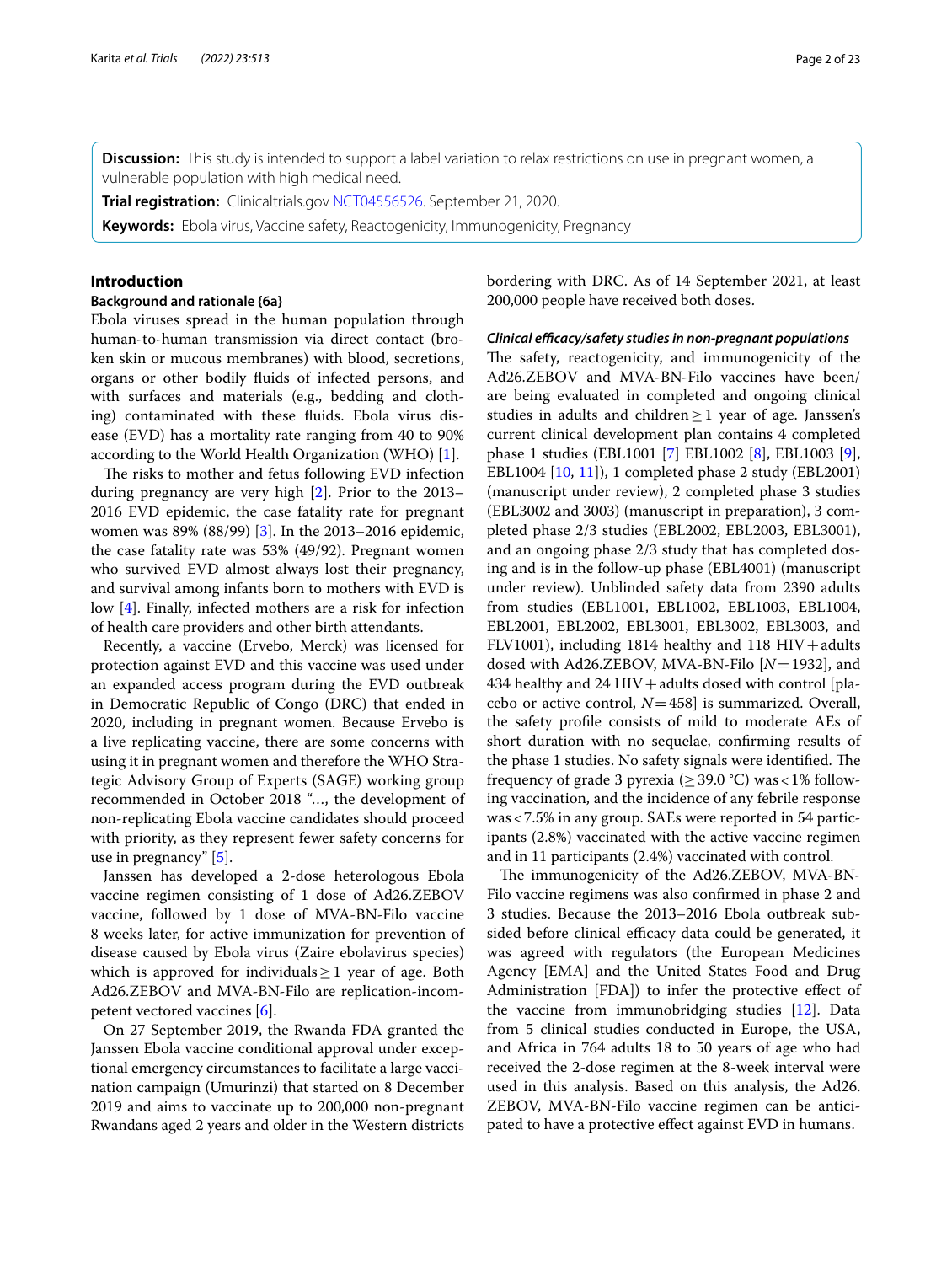**Discussion:** This study is intended to support a label variation to relax restrictions on use in pregnant women, a vulnerable population with high medical need.

**Trial registration:** Clinicaltrials.gov NCT04556526. September 21, 2020.

**Keywords:** Ebola virus, Vaccine safety, Reactogenicity, Immunogenicity, Pregnancy

## Introduction

### Background and rationale {6a}

Ebola viruses spread in the human population through human-to-human transmission via direct contact (broken skin or mucous membranes) with blood, secretions, organs or other bodily fluids of infected persons, and with surfaces and materials (e.g., bedding and clothing) contaminated with these fluids. Ebola virus disease (EVD) has a mortality rate ranging from 40 to 90% according to the World Health Organization (WHO) [1].

The risks to mother and fetus following EVD infection during pregnancy are very high [2]. Prior to the 2013–2016 EVD epidemic, the case fatality rate for pregnant women was 89% (88/99) [3]. In the 2013–2016 epidemic, the case fatality rate was 53% (49/92). Pregnant women who survived EVD almost always lost their pregnancy, and survival among infants born to mothers with EVD is low [4]. Finally, infected mothers are a risk for infection of health care providers and other birth attendants.

Recently, a vaccine (Ervebo, Merck) was licensed for protection against EVD and this vaccine was used under an expanded access program during the EVD outbreak in Democratic Republic of Congo (DRC) that ended in 2020, including in pregnant women. Because Ervebo is a live replicating vaccine, there are some concerns with using it in pregnant women and therefore the WHO Strategic Advisory Group of Experts (SAGE) working group recommended in October 2018 "…, the development of non-replicating Ebola vaccine candidates should proceed with priority, as they represent fewer safety concerns for use in pregnancy" [5].

Janssen has developed a 2-dose heterologous Ebola vaccine regimen consisting of 1 dose of Ad26.ZEBOV vaccine, followed by 1 dose of MVA-BN-Filo vaccine 8 weeks later, for active immunization for prevention of disease caused by Ebola virus (Zaire ebolavirus species) which is approved for individuals $\geq 1$ year of age. Both Ad26.ZEBOV and MVA-BN-Filo are replication-incompetent vectored vaccines [6].

On 27 September 2019, the Rwanda FDA granted the Janssen Ebola vaccine conditional approval under exceptional emergency circumstances to facilitate a large vaccination campaign (Umurinzi) that started on 8 December 2019 and aims to vaccinate up to 200,000 non-pregnant Rwandans aged 2 years and older in the Western districts bordering with DRC. As of 14 September 2021, at least 200,000 people have received both doses.

#### *Clinical efficacy/safety studies in non-pregnant populations*

The safety, reactogenicity, and immunogenicity of the Ad26.ZEBOV and MVA-BN-Filo vaccines have been/are being evaluated in completed and ongoing clinical studies in adults and children $\geq 1$ year of age. Janssen's current clinical development plan contains 4 completed phase 1 studies (EBL1001 [7] EBL1002 [8], EBL1003 [9], EBL1004 [10, 11]), 1 completed phase 2 study (EBL2001) (manuscript under review), 2 completed phase 3 studies (EBL3002 and 3003) (manuscript in preparation), 3 completed phase 2/3 studies (EBL2002, EBL2003, EBL3001), and an ongoing phase 2/3 study that has completed dosing and is in the follow-up phase (EBL4001) (manuscript under review). Unblinded safety data from 2390 adults from studies (EBL1001, EBL1002, EBL1003, EBL1004, EBL2001, EBL2002, EBL3001, EBL3002, EBL3003, and FLV1001), including 1814 healthy and 118 HIV+adults dosed with Ad26.ZEBOV, MVA-BN-Filo [$N = 1932$], and 434 healthy and 24 HIV+adults dosed with control [placebo or active control, $N = 458$] is summarized. Overall, the safety profile consists of mild to moderate AEs of short duration with no sequelae, confirming results of the phase 1 studies. No safety signals were identified. The frequency of grade 3 pyrexia ($\geq 39.0$ °C) was < 1% following vaccination, and the incidence of any febrile response was < 7.5% in any group. SAEs were reported in 54 participants (2.8%) vaccinated with the active vaccine regimen and in 11 participants (2.4%) vaccinated with control.

The immunogenicity of the Ad26.ZEBOV, MVA-BN-Filo vaccine regimens was also confirmed in phase 2 and 3 studies. Because the 2013–2016 Ebola outbreak subsided before clinical efficacy data could be generated, it was agreed with regulators (the European Medicines Agency [EMA] and the United States Food and Drug Administration [FDA]) to infer the protective effect of the vaccine from immunobridging studies [12]. Data from 5 clinical studies conducted in Europe, the USA, and Africa in 764 adults 18 to 50 years of age who had received the 2-dose regimen at the 8-week interval were used in this analysis. Based on this analysis, the Ad26.ZEBOV, MVA-BN-Filo vaccine regimen can be anticipated to have a protective effect against EVD in humans.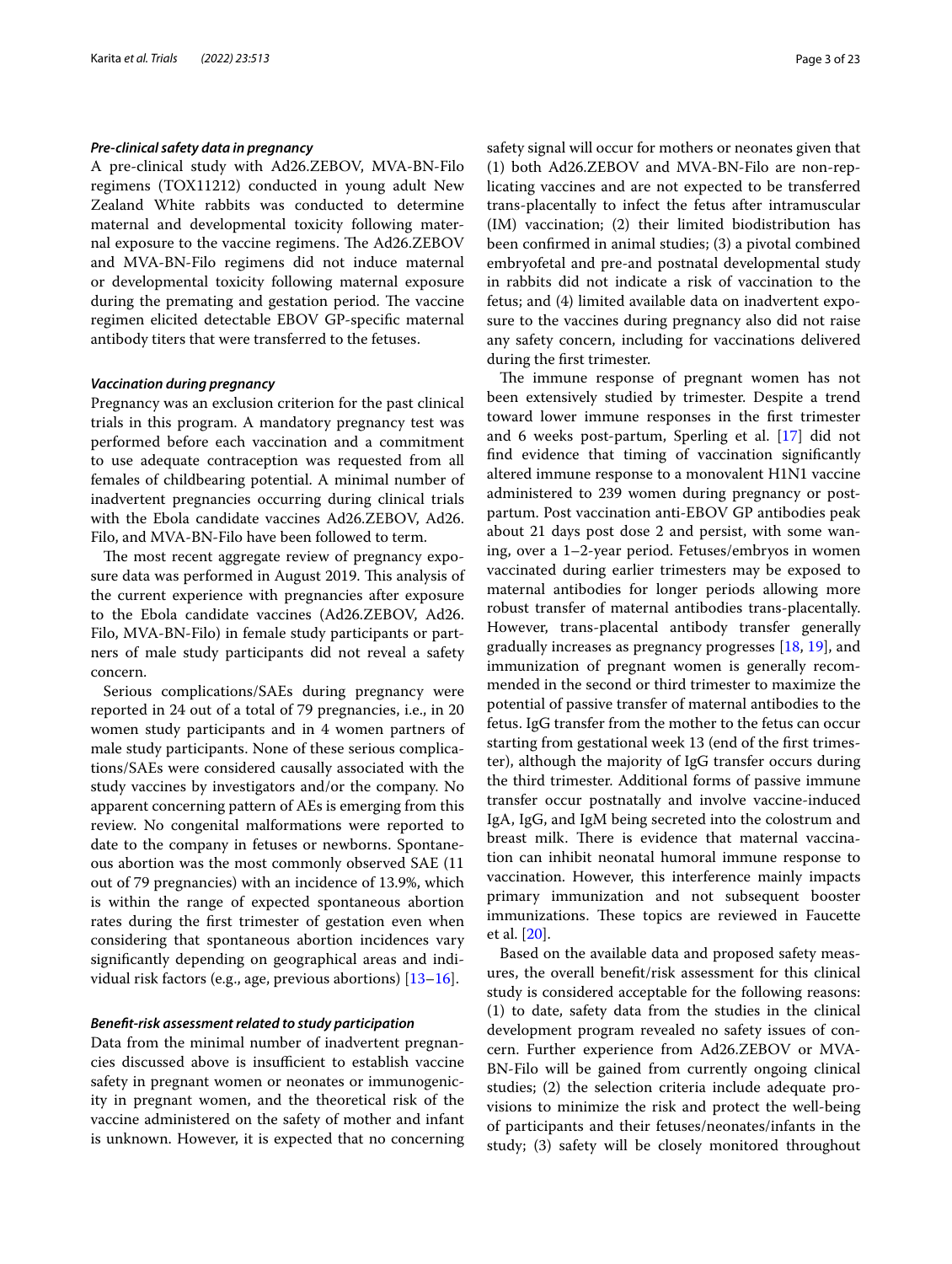### *Pre-clinical safety data in pregnancy*

A pre-clinical study with Ad26.ZEBOV, MVA-BN-Filo regimens (TOX11212) conducted in young adult New Zealand White rabbits was conducted to determine maternal and developmental toxicity following maternal exposure to the vaccine regimens. The Ad26.ZEBOV and MVA-BN-Filo regimens did not induce maternal or developmental toxicity following maternal exposure during the premating and gestation period. The vaccine regimen elicited detectable EBOV GP-specific maternal antibody titers that were transferred to the fetuses.

### *Vaccination during pregnancy*

Pregnancy was an exclusion criterion for the past clinical trials in this program. A mandatory pregnancy test was performed before each vaccination and a commitment to use adequate contraception was requested from all females of childbearing potential. A minimal number of inadvertent pregnancies occurring during clinical trials with the Ebola candidate vaccines Ad26.ZEBOV, Ad26.Filo, and MVA-BN-Filo have been followed to term.

The most recent aggregate review of pregnancy exposure data was performed in August 2019. This analysis of the current experience with pregnancies after exposure to the Ebola candidate vaccines (Ad26.ZEBOV, Ad26.Filo, MVA-BN-Filo) in female study participants or partners of male study participants did not reveal a safety concern.

Serious complications/SAEs during pregnancy were reported in 24 out of a total of 79 pregnancies, i.e., in 20 women study participants and in 4 women partners of male study participants. None of these serious complications/SAEs were considered causally associated with the study vaccines by investigators and/or the company. No apparent concerning pattern of AEs is emerging from this review. No congenital malformations were reported to date to the company in fetuses or newborns. Spontaneous abortion was the most commonly observed SAE (11 out of 79 pregnancies) with an incidence of 13.9%, which is within the range of expected spontaneous abortion rates during the first trimester of gestation even when considering that spontaneous abortion incidences vary significantly depending on geographical areas and individual risk factors (e.g., age, previous abortions) [13–16].

### *Benefit-risk assessment related to study participation*

Data from the minimal number of inadvertent pregnancies discussed above is insufficient to establish vaccine safety in pregnant women or neonates or immunogenicity in pregnant women, and the theoretical risk of the vaccine administered on the safety of mother and infant is unknown. However, it is expected that no concerning safety signal will occur for mothers or neonates given that (1) both Ad26.ZEBOV and MVA-BN-Filo are non-replicating vaccines and are not expected to be transferred trans-placentally to infect the fetus after intramuscular (IM) vaccination; (2) their limited biodistribution has been confirmed in animal studies; (3) a pivotal combined embryofetal and pre-and postnatal developmental study in rabbits did not indicate a risk of vaccination to the fetus; and (4) limited available data on inadvertent exposure to the vaccines during pregnancy also did not raise any safety concern, including for vaccinations delivered during the first trimester.

The immune response of pregnant women has not been extensively studied by trimester. Despite a trend toward lower immune responses in the first trimester and 6 weeks post-partum, Sperling et al. [17] did not find evidence that timing of vaccination significantly altered immune response to a monovalent H1N1 vaccine administered to 239 women during pregnancy or postpartum. Post vaccination anti-EBOV GP antibodies peak about 21 days post dose 2 and persist, with some waning, over a 1–2-year period. Fetuses/embryos in women vaccinated during earlier trimesters may be exposed to maternal antibodies for longer periods allowing more robust transfer of maternal antibodies trans-placentally. However, trans-placental antibody transfer generally gradually increases as pregnancy progresses [18, 19], and immunization of pregnant women is generally recommended in the second or third trimester to maximize the potential of passive transfer of maternal antibodies to the fetus. IgG transfer from the mother to the fetus can occur starting from gestational week 13 (end of the first trimester), although the majority of IgG transfer occurs during the third trimester. Additional forms of passive immune transfer occur postnatally and involve vaccine-induced IgA, IgG, and IgM being secreted into the colostrum and breast milk. There is evidence that maternal vaccination can inhibit neonatal humoral immune response to vaccination. However, this interference mainly impacts primary immunization and not subsequent booster immunizations. These topics are reviewed in Faucette et al. [20].

Based on the available data and proposed safety measures, the overall benefit/risk assessment for this clinical study is considered acceptable for the following reasons: (1) to date, safety data from the studies in the clinical development program revealed no safety issues of concern. Further experience from Ad26.ZEBOV or MVA-BN-Filo will be gained from currently ongoing clinical studies; (2) the selection criteria include adequate provisions to minimize the risk and protect the well-being of participants and their fetuses/neonates/infants in the study; (3) safety will be closely monitored throughout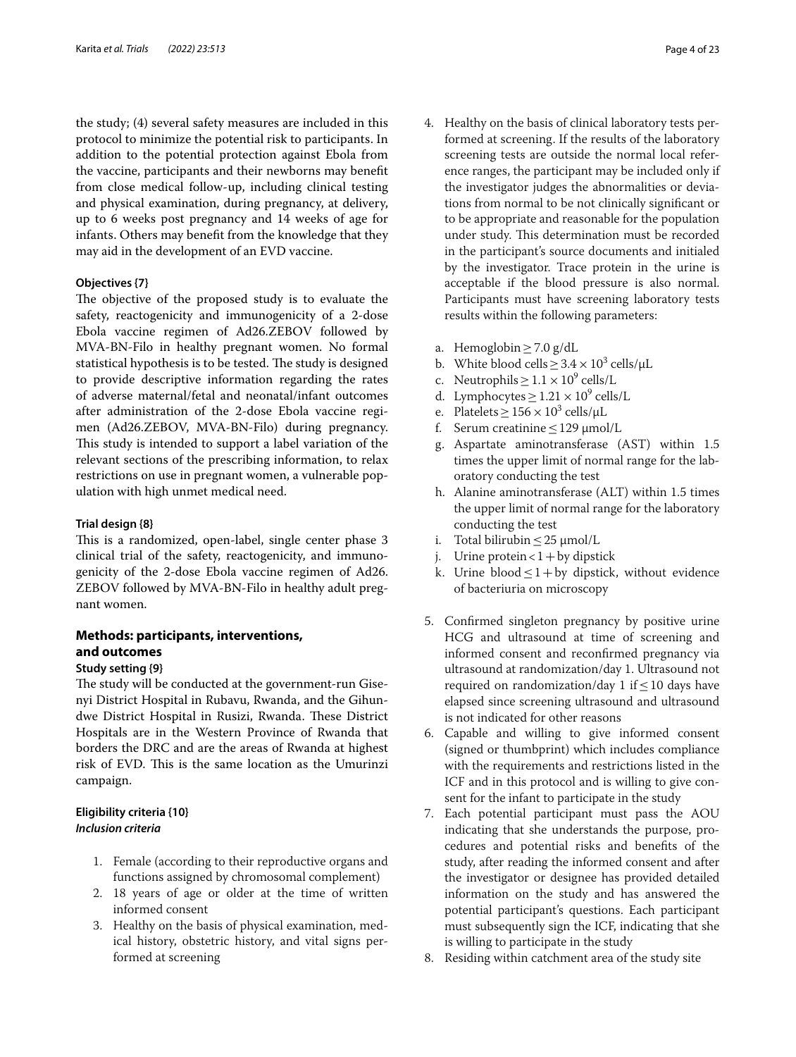the study; (4) several safety measures are included in this protocol to minimize the potential risk to participants. In addition to the potential protection against Ebola from the vaccine, participants and their newborns may benefit from close medical follow-up, including clinical testing and physical examination, during pregnancy, at delivery, up to 6 weeks post pregnancy and 14 weeks of age for infants. Others may benefit from the knowledge that they may aid in the development of an EVD vaccine.

### Objectives {7}

The objective of the proposed study is to evaluate the safety, reactogenicity and immunogenicity of a 2-dose Ebola vaccine regimen of Ad26.ZEBOV followed by MVA-BN-Filo in healthy pregnant women. No formal statistical hypothesis is to be tested. The study is designed to provide descriptive information regarding the rates of adverse maternal/fetal and neonatal/infant outcomes after administration of the 2-dose Ebola vaccine regimen (Ad26.ZEBOV, MVA-BN-Filo) during pregnancy. This study is intended to support a label variation of the relevant sections of the prescribing information, to relax restrictions on use in pregnant women, a vulnerable population with high unmet medical need.

### Trial design {8}

This is a randomized, open-label, single center phase 3 clinical trial of the safety, reactogenicity, and immunogenicity of the 2-dose Ebola vaccine regimen of Ad26.ZEBOV followed by MVA-BN-Filo in healthy adult pregnant women.

## Methods: participants, interventions, and outcomes

### Study setting {9}

The study will be conducted at the government-run Gisenyi District Hospital in Rubavu, Rwanda, and the Gihundwe District Hospital in Rusizi, Rwanda. These District Hospitals are in the Western Province of Rwanda that borders the DRC and are the areas of Rwanda at highest risk of EVD. This is the same location as the Umurinzi campaign.

### Eligibility criteria {10}

*Inclusion criteria*

1. Female (according to their reproductive organs and functions assigned by chromosomal complement)
2. 18 years of age or older at the time of written informed consent
3. Healthy on the basis of physical examination, medical history, obstetric history, and vital signs performed at screening
4. Healthy on the basis of clinical laboratory tests performed at screening. If the results of the laboratory screening tests are outside the normal local reference ranges, the participant may be included only if the investigator judges the abnormalities or deviations from normal to be not clinically significant or to be appropriate and reasonable for the population under study. This determination must be recorded in the participant's source documents and initialed by the investigator. Trace protein in the urine is acceptable if the blood pressure is also normal. Participants must have screening laboratory tests results within the following parameters:
   a. Hemoglobin $\geq 7.0$ g/dL
   b. White blood cells $\geq 3.4 \times 10^3$ cells/μL
   c. Neutrophils $\geq 1.1 \times 10^9$ cells/L
   d. Lymphocytes $\geq 1.21 \times 10^9$ cells/L
   e. Platelets $\geq 156 \times 10^3$ cells/μL
   f. Serum creatinine $\leq 129$ μmol/L
   g. Aspartate aminotransferase (AST) within 1.5 times the upper limit of normal range for the laboratory conducting the test
   h. Alanine aminotransferase (ALT) within 1.5 times the upper limit of normal range for the laboratory conducting the test
   i. Total bilirubin $\leq 25$ μmol/L
   j. Urine protein $< 1+$ by dipstick
   k. Urine blood $\leq 1+$ by dipstick, without evidence of bacteriuria on microscopy
5. Confirmed singleton pregnancy by positive urine HCG and ultrasound at time of screening and informed consent and reconfirmed pregnancy via ultrasound at randomization/day 1. Ultrasound not required on randomization/day 1 if $\leq 10$ days have elapsed since screening ultrasound and ultrasound is not indicated for other reasons
6. Capable and willing to give informed consent (signed or thumbprint) which includes compliance with the requirements and restrictions listed in the ICF and in this protocol and is willing to give consent for the infant to participate in the study
7. Each potential participant must pass the AOU indicating that she understands the purpose, procedures and potential risks and benefits of the study, after reading the informed consent and after the investigator or designee has provided detailed information on the study and has answered the potential participant's questions. Each participant must subsequently sign the ICF, indicating that she is willing to participate in the study
8. Residing within catchment area of the study site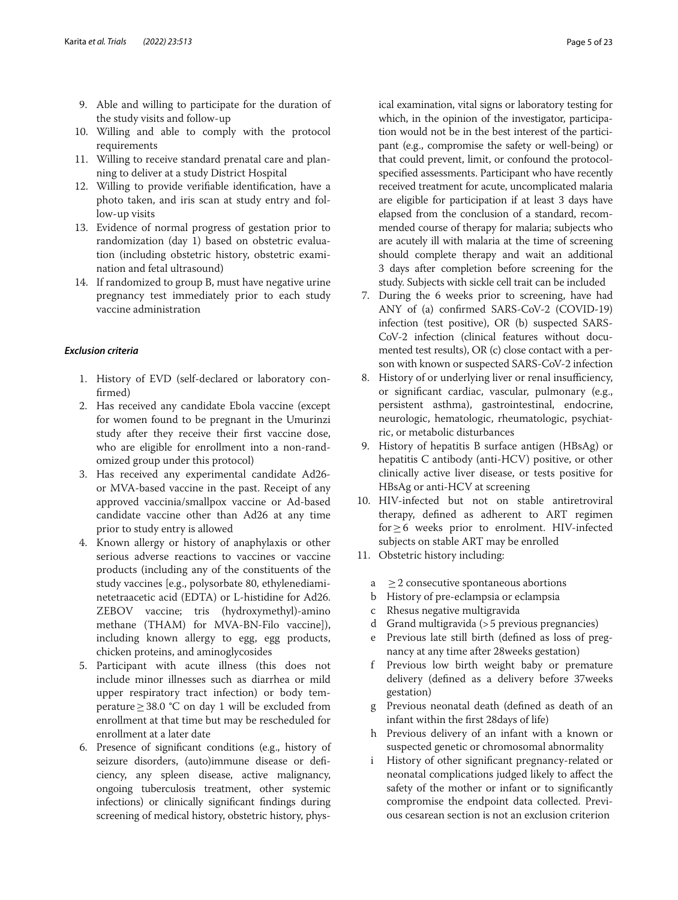9. Able and willing to participate for the duration of the study visits and follow-up
10. Willing and able to comply with the protocol requirements
11. Willing to receive standard prenatal care and planning to deliver at a study District Hospital
12. Willing to provide verifiable identification, have a photo taken, and iris scan at study entry and follow-up visits
13. Evidence of normal progress of gestation prior to randomization (day 1) based on obstetric evaluation (including obstetric history, obstetric examination and fetal ultrasound)
14. If randomized to group B, must have negative urine pregnancy test immediately prior to each study vaccine administration

### *Exclusion criteria*

1. History of EVD (self-declared or laboratory confirmed)
2. Has received any candidate Ebola vaccine (except for women found to be pregnant in the Umurinzi study after they receive their first vaccine dose, who are eligible for enrollment into a non-randomized group under this protocol)
3. Has received any experimental candidate Ad26- or MVA-based vaccine in the past. Receipt of any approved vaccinia/smallpox vaccine or Ad-based candidate vaccine other than Ad26 at any time prior to study entry is allowed
4. Known allergy or history of anaphylaxis or other serious adverse reactions to vaccines or vaccine products (including any of the constituents of the study vaccines [e.g., polysorbate 80, ethylenediaminetetraacetic acid (EDTA) or L-histidine for Ad26.ZEBOV vaccine; tris (hydroxymethyl)-amino methane (THAM) for MVA-BN-Filo vaccine]), including known allergy to egg, egg products, chicken proteins, and aminoglycosides
5. Participant with acute illness (this does not include minor illnesses such as diarrhea or mild upper respiratory tract infection) or body temperature ≥ 38.0 °C on day 1 will be excluded from enrollment at that time but may be rescheduled for enrollment at a later date
6. Presence of significant conditions (e.g., history of seizure disorders, (auto)immune disease or deficiency, any spleen disease, active malignancy, ongoing tuberculosis treatment, other systemic infections) or clinically significant findings during screening of medical history, obstetric history, physical examination, vital signs or laboratory testing for which, in the opinion of the investigator, participation would not be in the best interest of the participant (e.g., compromise the safety or well-being) or that could prevent, limit, or confound the protocol-specified assessments. Participant who have recently received treatment for acute, uncomplicated malaria are eligible for participation if at least 3 days have elapsed from the conclusion of a standard, recommended course of therapy for malaria; subjects who are acutely ill with malaria at the time of screening should complete therapy and wait an additional 3 days after completion before screening for the study. Subjects with sickle cell trait can be included
7. During the 6 weeks prior to screening, have had ANY of (a) confirmed SARS-CoV-2 (COVID-19) infection (test positive), OR (b) suspected SARS-CoV-2 infection (clinical features without documented test results), OR (c) close contact with a person with known or suspected SARS-CoV-2 infection
8. History of or underlying liver or renal insufficiency, or significant cardiac, vascular, pulmonary (e.g., persistent asthma), gastrointestinal, endocrine, neurologic, hematologic, rheumatologic, psychiatric, or metabolic disturbances
9. History of hepatitis B surface antigen (HBsAg) or hepatitis C antibody (anti-HCV) positive, or other clinically active liver disease, or tests positive for HBsAg or anti-HCV at screening
10. HIV-infected but not on stable antiretroviral therapy, defined as adherent to ART regimen for ≥ 6 weeks prior to enrolment. HIV-infected subjects on stable ART may be enrolled
11. Obstetric history including:
    - a ≥ 2 consecutive spontaneous abortions
    - b History of pre-eclampsia or eclampsia
    - c Rhesus negative multigravida
    - d Grand multigravida (> 5 previous pregnancies)
    - e Previous late still birth (defined as loss of pregnancy at any time after 28weeks gestation)
    - f Previous low birth weight baby or premature delivery (defined as a delivery before 37weeks gestation)
    - g Previous neonatal death (defined as death of an infant within the first 28days of life)
    - h Previous delivery of an infant with a known or suspected genetic or chromosomal abnormality
    - i History of other significant pregnancy-related or neonatal complications judged likely to affect the safety of the mother or infant or to significantly compromise the endpoint data collected. Previous cesarean section is not an exclusion criterion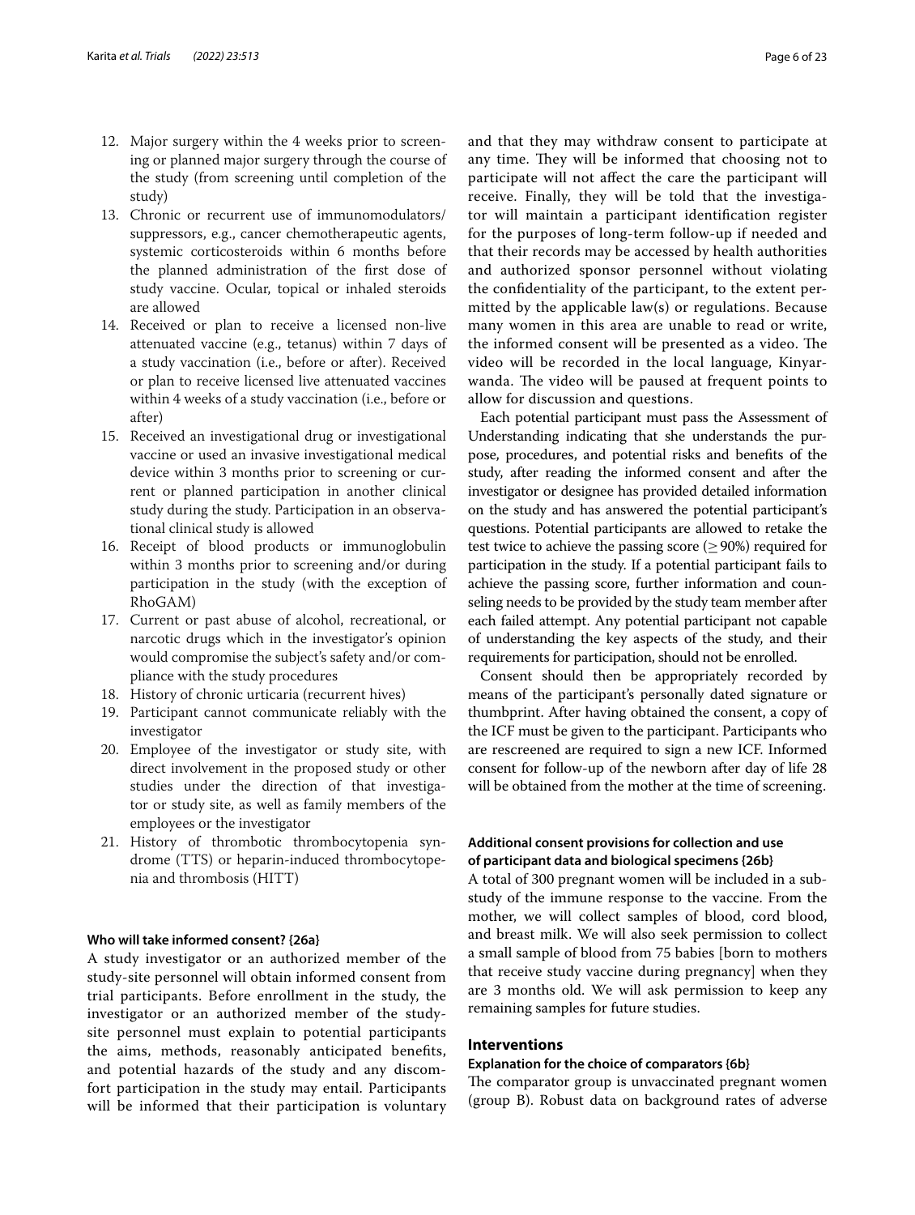12. Major surgery within the 4 weeks prior to screening or planned major surgery through the course of the study (from screening until completion of the study)
13. Chronic or recurrent use of immunomodulators/suppressors, e.g., cancer chemotherapeutic agents, systemic corticosteroids within 6 months before the planned administration of the first dose of study vaccine. Ocular, topical or inhaled steroids are allowed
14. Received or plan to receive a licensed non-live attenuated vaccine (e.g., tetanus) within 7 days of a study vaccination (i.e., before or after). Received or plan to receive licensed live attenuated vaccines within 4 weeks of a study vaccination (i.e., before or after)
15. Received an investigational drug or investigational vaccine or used an invasive investigational medical device within 3 months prior to screening or current or planned participation in another clinical study during the study. Participation in an observational clinical study is allowed
16. Receipt of blood products or immunoglobulin within 3 months prior to screening and/or during participation in the study (with the exception of RhoGAM)
17. Current or past abuse of alcohol, recreational, or narcotic drugs which in the investigator's opinion would compromise the subject's safety and/or compliance with the study procedures
18. History of chronic urticaria (recurrent hives)
19. Participant cannot communicate reliably with the investigator
20. Employee of the investigator or study site, with direct involvement in the proposed study or other studies under the direction of that investigator or study site, as well as family members of the employees or the investigator
21. History of thrombotic thrombocytopenia syndrome (TTS) or heparin-induced thrombocytopenia and thrombosis (HITT)

#### Who will take informed consent? {26a}

A study investigator or an authorized member of the study-site personnel will obtain informed consent from trial participants. Before enrollment in the study, the investigator or an authorized member of the study-site personnel must explain to potential participants the aims, methods, reasonably anticipated benefits, and potential hazards of the study and any discomfort participation in the study may entail. Participants will be informed that their participation is voluntary and that they may withdraw consent to participate at any time. They will be informed that choosing not to participate will not affect the care the participant will receive. Finally, they will be told that the investigator will maintain a participant identification register for the purposes of long-term follow-up if needed and that their records may be accessed by health authorities and authorized sponsor personnel without violating the confidentiality of the participant, to the extent permitted by the applicable law(s) or regulations. Because many women in this area are unable to read or write, the informed consent will be presented as a video. The video will be recorded in the local language, Kinyarwanda. The video will be paused at frequent points to allow for discussion and questions.

Each potential participant must pass the Assessment of Understanding indicating that she understands the purpose, procedures, and potential risks and benefits of the study, after reading the informed consent and after the investigator or designee has provided detailed information on the study and has answered the potential participant's questions. Potential participants are allowed to retake the test twice to achieve the passing score ($\geq$ 90%) required for participation in the study. If a potential participant fails to achieve the passing score, further information and counseling needs to be provided by the study team member after each failed attempt. Any potential participant not capable of understanding the key aspects of the study, and their requirements for participation, should not be enrolled.

Consent should then be appropriately recorded by means of the participant's personally dated signature or thumbprint. After having obtained the consent, a copy of the ICF must be given to the participant. Participants who are rescreened are required to sign a new ICF. Informed consent for follow-up of the newborn after day of life 28 will be obtained from the mother at the time of screening.

#### Additional consent provisions for collection and use of participant data and biological specimens {26b}

A total of 300 pregnant women will be included in a substudy of the immune response to the vaccine. From the mother, we will collect samples of blood, cord blood, and breast milk. We will also seek permission to collect a small sample of blood from 75 babies [born to mothers that receive study vaccine during pregnancy] when they are 3 months old. We will ask permission to keep any remaining samples for future studies.

### Interventions

#### Explanation for the choice of comparators {6b}

The comparator group is unvaccinated pregnant women (group B). Robust data on background rates of adverse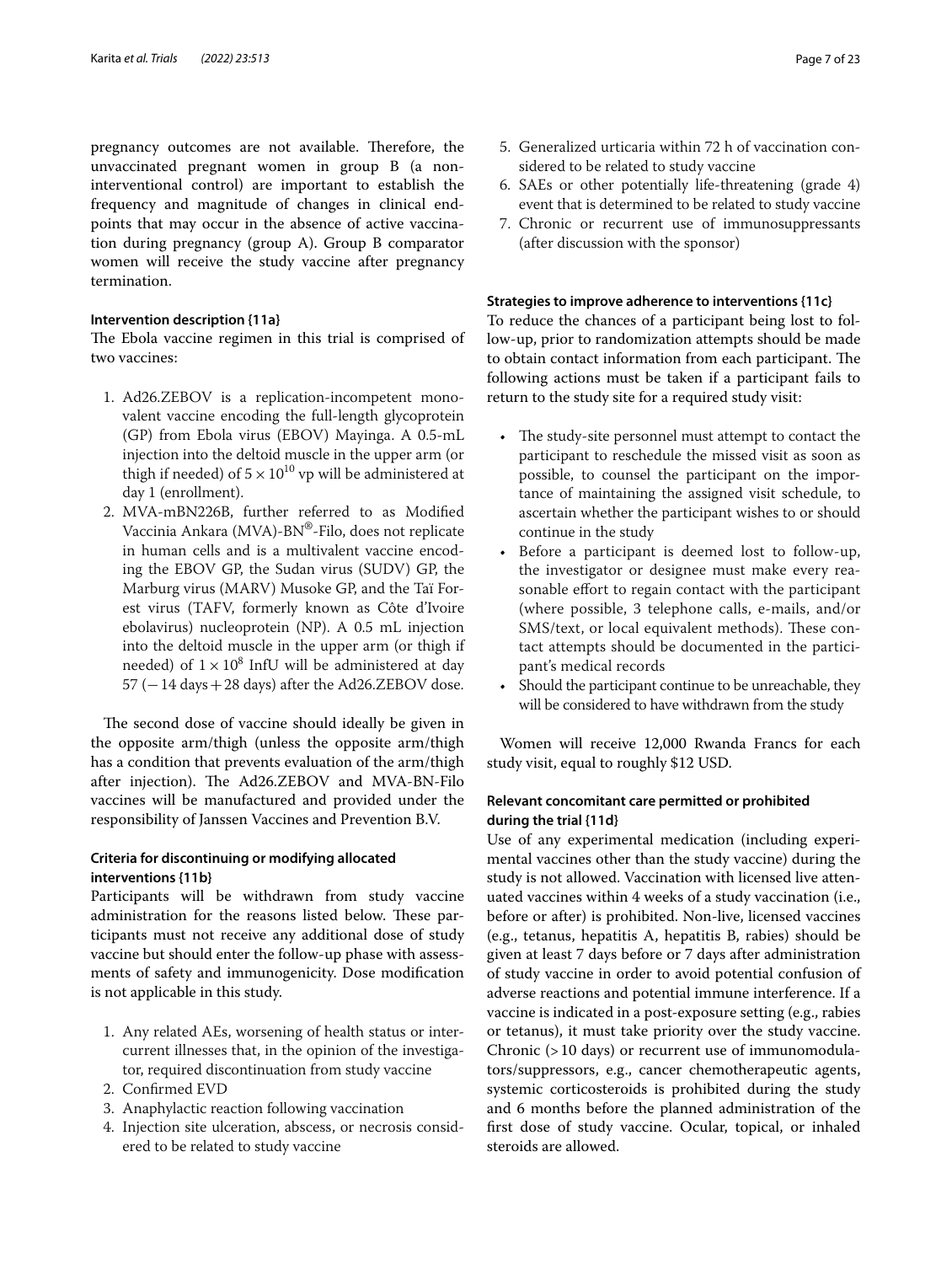pregnancy outcomes are not available. Therefore, the unvaccinated pregnant women in group B (a non-interventional control) are important to establish the frequency and magnitude of changes in clinical endpoints that may occur in the absence of active vaccination during pregnancy (group A). Group B comparator women will receive the study vaccine after pregnancy termination.

#### Intervention description {11a}

The Ebola vaccine regimen in this trial is comprised of two vaccines:

1. Ad26.ZEBOV is a replication-incompetent monovalent vaccine encoding the full-length glycoprotein (GP) from Ebola virus (EBOV) Mayinga. A 0.5-mL injection into the deltoid muscle in the upper arm (or thigh if needed) of $5 \times 10^{10}$ vp will be administered at day 1 (enrollment).
2. MVA-mBN226B, further referred to as Modified Vaccinia Ankara (MVA)-BN®-Filo, does not replicate in human cells and is a multivalent vaccine encoding the EBOV GP, the Sudan virus (SUDV) GP, the Marburg virus (MARV) Musoke GP, and the Taï Forest virus (TAFV, formerly known as Côte d'Ivoire ebolavirus) nucleoprotein (NP). A 0.5 mL injection into the deltoid muscle in the upper arm (or thigh if needed) of $1 \times 10^{8}$ InfU will be administered at day 57 (− 14 days + 28 days) after the Ad26.ZEBOV dose.

The second dose of vaccine should ideally be given in the opposite arm/thigh (unless the opposite arm/thigh has a condition that prevents evaluation of the arm/thigh after injection). The Ad26.ZEBOV and MVA-BN-Filo vaccines will be manufactured and provided under the responsibility of Janssen Vaccines and Prevention B.V.

#### Criteria for discontinuing or modifying allocated interventions {11b}

Participants will be withdrawn from study vaccine administration for the reasons listed below. These participants must not receive any additional dose of study vaccine but should enter the follow-up phase with assessments of safety and immunogenicity. Dose modification is not applicable in this study.

1. Any related AEs, worsening of health status or intercurrent illnesses that, in the opinion of the investigator, required discontinuation from study vaccine
2. Confirmed EVD
3. Anaphylactic reaction following vaccination
4. Injection site ulceration, abscess, or necrosis considered to be related to study vaccine
5. Generalized urticaria within 72 h of vaccination considered to be related to study vaccine
6. SAEs or other potentially life-threatening (grade 4) event that is determined to be related to study vaccine
7. Chronic or recurrent use of immunosuppressants (after discussion with the sponsor)

#### Strategies to improve adherence to interventions {11c}

To reduce the chances of a participant being lost to follow-up, prior to randomization attempts should be made to obtain contact information from each participant. The following actions must be taken if a participant fails to return to the study site for a required study visit:

- The study-site personnel must attempt to contact the participant to reschedule the missed visit as soon as possible, to counsel the participant on the importance of maintaining the assigned visit schedule, to ascertain whether the participant wishes to or should continue in the study
- Before a participant is deemed lost to follow-up, the investigator or designee must make every reasonable effort to regain contact with the participant (where possible, 3 telephone calls, e-mails, and/or SMS/text, or local equivalent methods). These contact attempts should be documented in the participant's medical records
- Should the participant continue to be unreachable, they will be considered to have withdrawn from the study

Women will receive 12,000 Rwanda Francs for each study visit, equal to roughly $12 USD.

#### Relevant concomitant care permitted or prohibited during the trial {11d}

Use of any experimental medication (including experimental vaccines other than the study vaccine) during the study is not allowed. Vaccination with licensed live attenuated vaccines within 4 weeks of a study vaccination (i.e., before or after) is prohibited. Non-live, licensed vaccines (e.g., tetanus, hepatitis A, hepatitis B, rabies) should be given at least 7 days before or 7 days after administration of study vaccine in order to avoid potential confusion of adverse reactions and potential immune interference. If a vaccine is indicated in a post-exposure setting (e.g., rabies or tetanus), it must take priority over the study vaccine. Chronic (> 10 days) or recurrent use of immunomodulators/suppressors, e.g., cancer chemotherapeutic agents, systemic corticosteroids is prohibited during the study and 6 months before the planned administration of the first dose of study vaccine. Ocular, topical, or inhaled steroids are allowed.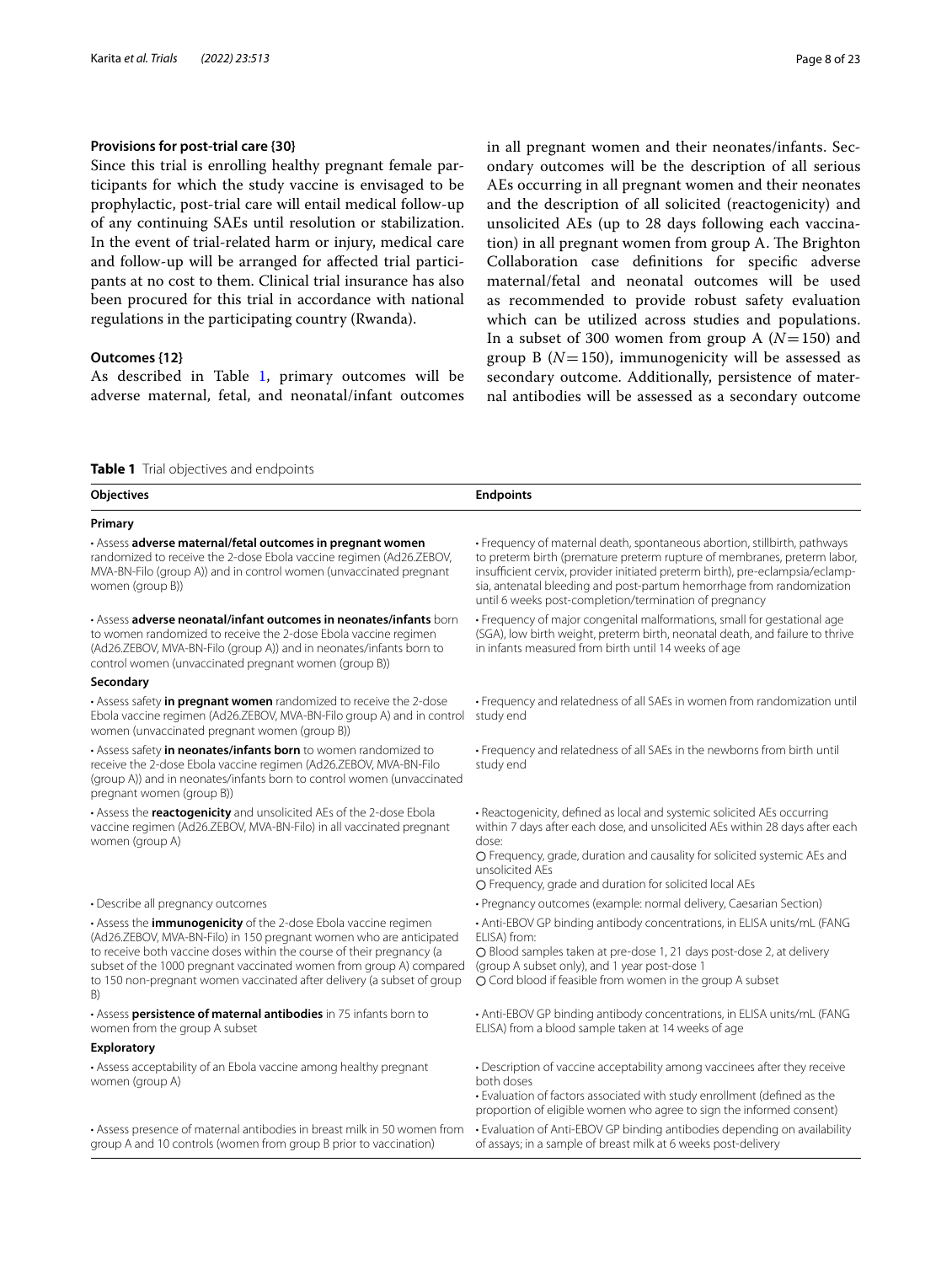### Provisions for post-trial care {30}

Since this trial is enrolling healthy pregnant female participants for which the study vaccine is envisaged to be prophylactic, post-trial care will entail medical follow-up of any continuing SAEs until resolution or stabilization. In the event of trial-related harm or injury, medical care and follow-up will be arranged for affected trial participants at no cost to them. Clinical trial insurance has also been procured for this trial in accordance with national regulations in the participating country (Rwanda).

### Outcomes {12}

As described in Table 1, primary outcomes will be adverse maternal, fetal, and neonatal/infant outcomes in all pregnant women and their neonates/infants. Secondary outcomes will be the description of all serious AEs occurring in all pregnant women and their neonates and the description of all solicited (reactogenicity) and unsolicited AEs (up to 28 days following each vaccination) in all pregnant women from group A. The Brighton Collaboration case definitions for specific adverse maternal/fetal and neonatal outcomes will be used as recommended to provide robust safety evaluation which can be utilized across studies and populations. In a subset of 300 women from group A ($N = 150$) and group B ($N = 150$), immunogenicity will be assessed as secondary outcome. Additionally, persistence of maternal antibodies will be assessed as a secondary outcome

**Table 1** Trial objectives and endpoints

| Objectives | Endpoints |
|---|---|
| **Primary** | |
| • Assess **adverse maternal/fetal outcomes in pregnant women** randomized to receive the 2-dose Ebola vaccine regimen (Ad26.ZEBOV, MVA-BN-Filo (group A)) and in control women (unvaccinated pregnant women (group B)) | • Frequency of maternal death, spontaneous abortion, stillbirth, pathways to preterm birth (premature preterm rupture of membranes, preterm labor, insufficient cervix, provider initiated preterm birth), pre-eclampsia/eclampsia, antenatal bleeding and post-partum hemorrhage from randomization until 6 weeks post-completion/termination of pregnancy |
| • Assess **adverse neonatal/infant outcomes in neonates/infants** born to women randomized to receive the 2-dose Ebola vaccine regimen (Ad26.ZEBOV, MVA-BN-Filo (group A)) and in neonates/infants born to control women (unvaccinated pregnant women (group B)) | • Frequency of major congenital malformations, small for gestational age (SGA), low birth weight, preterm birth, neonatal death, and failure to thrive in infants measured from birth until 14 weeks of age |
| **Secondary** | |
| • Assess safety **in pregnant women** randomized to receive the 2-dose Ebola vaccine regimen (Ad26.ZEBOV, MVA-BN-Filo group A) and in control women (unvaccinated pregnant women (group B)) | • Frequency and relatedness of all SAEs in women from randomization until study end |
| • Assess safety **in neonates/infants born** to women randomized to receive the 2-dose Ebola vaccine regimen (Ad26.ZEBOV, MVA-BN-Filo (group A)) and in neonates/infants born to control women (unvaccinated pregnant women (group B)) | • Frequency and relatedness of all SAEs in the newborns from birth until study end |
| • Assess the **reactogenicity** and unsolicited AEs of the 2-dose Ebola vaccine regimen (Ad26.ZEBOV, MVA-BN-Filo) in all vaccinated pregnant women (group A) | • Reactogenicity, defined as local and systemic solicited AEs occurring within 7 days after each dose, and unsolicited AEs within 28 days after each dose:<br>○ Frequency, grade, duration and causality for solicited systemic AEs and unsolicited AEs<br>○ Frequency, grade and duration for solicited local AEs |
| • Describe all pregnancy outcomes | • Pregnancy outcomes (example: normal delivery, Caesarian Section) |
| • Assess the **immunogenicity** of the 2-dose Ebola vaccine regimen (Ad26.ZEBOV, MVA-BN-Filo) in 150 pregnant women who are anticipated to receive both vaccine doses within the course of their pregnancy (a subset of the 1000 pregnant vaccinated women from group A) compared to 150 non-pregnant women vaccinated after delivery (a subset of group B) | • Anti-EBOV GP binding antibody concentrations, in ELISA units/mL (FANG ELISA) from:<br>○ Blood samples taken at pre-dose 1, 21 days post-dose 2, at delivery (group A subset only), and 1 year post-dose 1<br>○ Cord blood if feasible from women in the group A subset |
| • Assess **persistence of maternal antibodies** in 75 infants born to women from the group A subset | • Anti-EBOV GP binding antibody concentrations, in ELISA units/mL (FANG ELISA) from a blood sample taken at 14 weeks of age |
| **Exploratory** | |
| • Assess acceptability of an Ebola vaccine among healthy pregnant women (group A) | • Description of vaccine acceptability among vaccinees after they receive both doses<br>• Evaluation of factors associated with study enrollment (defined as the proportion of eligible women who agree to sign the informed consent) |
| • Assess presence of maternal antibodies in breast milk in 50 women from group A and 10 controls (women from group B prior to vaccination) | • Evaluation of Anti-EBOV GP binding antibodies depending on availability of assays; in a sample of breast milk at 6 weeks post-delivery |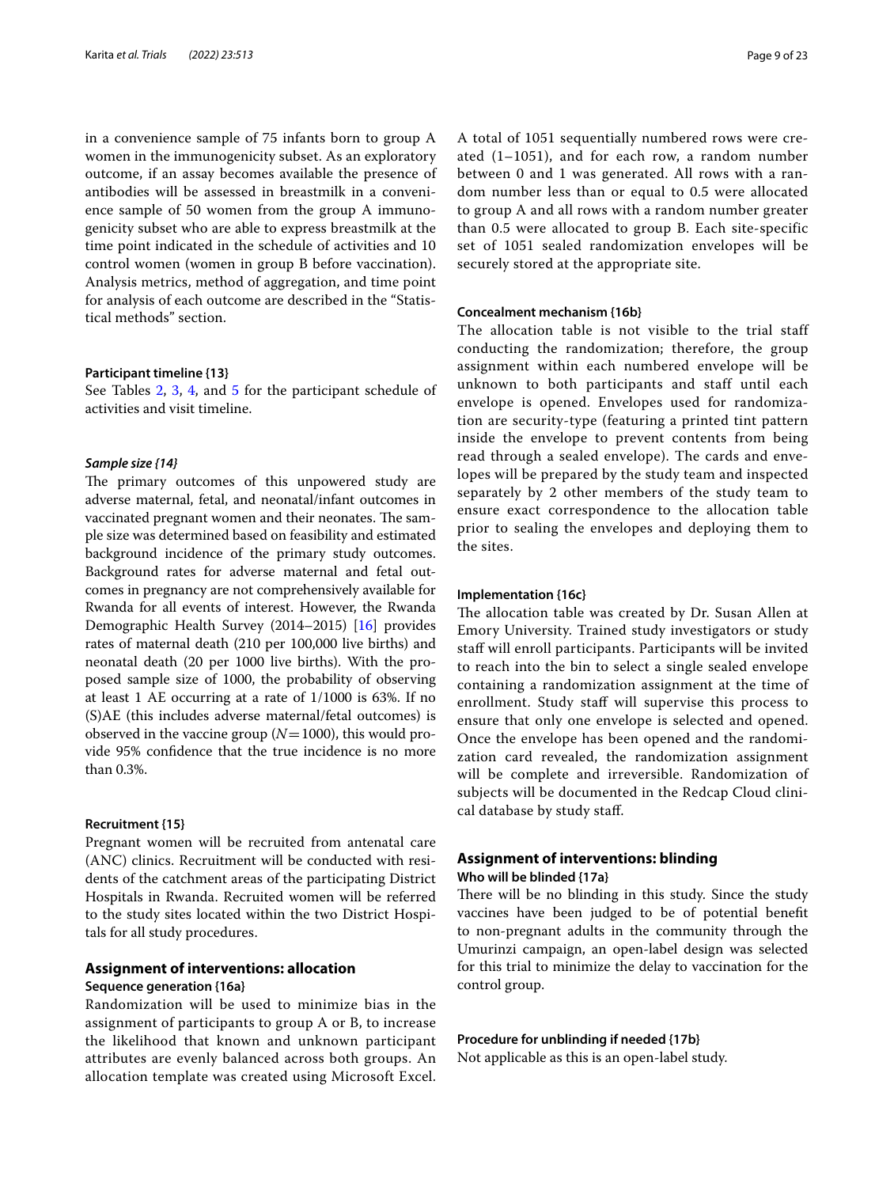in a convenience sample of 75 infants born to group A women in the immunogenicity subset. As an exploratory outcome, if an assay becomes available the presence of antibodies will be assessed in breastmilk in a convenience sample of 50 women from the group A immunogenicity subset who are able to express breastmilk at the time point indicated in the schedule of activities and 10 control women (women in group B before vaccination). Analysis metrics, method of aggregation, and time point for analysis of each outcome are described in the "Statistical methods" section.

#### Participant timeline {13}

See Tables 2, 3, 4, and 5 for the participant schedule of activities and visit timeline.

#### *Sample size {14}*

The primary outcomes of this unpowered study are adverse maternal, fetal, and neonatal/infant outcomes in vaccinated pregnant women and their neonates. The sample size was determined based on feasibility and estimated background incidence of the primary study outcomes. Background rates for adverse maternal and fetal outcomes in pregnancy are not comprehensively available for Rwanda for all events of interest. However, the Rwanda Demographic Health Survey (2014–2015) [16] provides rates of maternal death (210 per 100,000 live births) and neonatal death (20 per 1000 live births). With the proposed sample size of 1000, the probability of observing at least 1 AE occurring at a rate of 1/1000 is 63%. If no (S)AE (this includes adverse maternal/fetal outcomes) is observed in the vaccine group ($N=1000$), this would provide 95% confidence that the true incidence is no more than 0.3%.

#### Recruitment {15}

Pregnant women will be recruited from antenatal care (ANC) clinics. Recruitment will be conducted with residents of the catchment areas of the participating District Hospitals in Rwanda. Recruited women will be referred to the study sites located within the two District Hospitals for all study procedures.

### Assignment of interventions: allocation

#### Sequence generation {16a}

Randomization will be used to minimize bias in the assignment of participants to group A or B, to increase the likelihood that known and unknown participant attributes are evenly balanced across both groups. An allocation template was created using Microsoft Excel. A total of 1051 sequentially numbered rows were created (1–1051), and for each row, a random number between 0 and 1 was generated. All rows with a random number less than or equal to 0.5 were allocated to group A and all rows with a random number greater than 0.5 were allocated to group B. Each site-specific set of 1051 sealed randomization envelopes will be securely stored at the appropriate site.

#### Concealment mechanism {16b}

The allocation table is not visible to the trial staff conducting the randomization; therefore, the group assignment within each numbered envelope will be unknown to both participants and staff until each envelope is opened. Envelopes used for randomization are security-type (featuring a printed tint pattern inside the envelope to prevent contents from being read through a sealed envelope). The cards and envelopes will be prepared by the study team and inspected separately by 2 other members of the study team to ensure exact correspondence to the allocation table prior to sealing the envelopes and deploying them to the sites.

#### Implementation {16c}

The allocation table was created by Dr. Susan Allen at Emory University. Trained study investigators or study staff will enroll participants. Participants will be invited to reach into the bin to select a single sealed envelope containing a randomization assignment at the time of enrollment. Study staff will supervise this process to ensure that only one envelope is selected and opened. Once the envelope has been opened and the randomization card revealed, the randomization assignment will be complete and irreversible. Randomization of subjects will be documented in the Redcap Cloud clinical database by study staff.

### Assignment of interventions: blinding

#### Who will be blinded {17a}

There will be no blinding in this study. Since the study vaccines have been judged to be of potential benefit to non-pregnant adults in the community through the Umurinzi campaign, an open-label design was selected for this trial to minimize the delay to vaccination for the control group.

#### Procedure for unblinding if needed {17b}

Not applicable as this is an open-label study.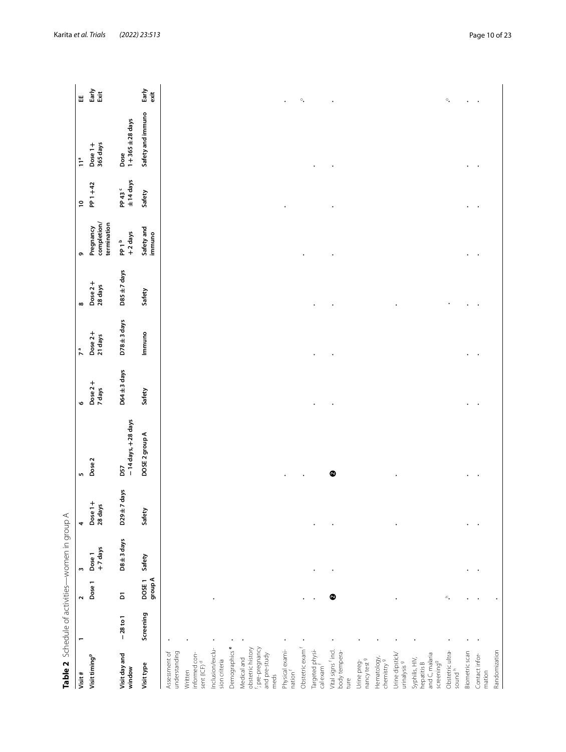**Table 2** Schedule of activities—women in group A

| Visit # | 1 | 2 | 3 | 4 | 5 | 6 | 7[a] | 8 | 9 | 10 | 11[a] | EE |
|---|---|---|---|---|---|---|---|---|---|---|---|---|
| **Visit timing**[p] | | Dose 1 | Dose 1 + 7 days | Dose 1 + 28 days | Dose 2 | Dose 2 + 7 days | Dose 2 + 21 days | Dose 2 + 28 days | Pregnancy completion/ termination | PP 1 + 42 | Dose 1 + 365 days | Early Exit |
| **Visit day and window** | − 28 to 1 | D1 | D8 ± 3 days | D29 ± 7 days | D57 − 14 days, + 28 days | D64 ± 3 days | D78 ± 3 days | D85 ± 7 days | PP 1[b] + 2 days | PP 43[c] ± 14 days | Dose 1 + 365 ± 28 days | |
| **Visit type** | Screening | DOSE 1 group A | Safety | Safety | DOSE 2 group A | Safety | Immuno | Safety | Safety and immuno | Safety | Safety and immuno | Early exit |
| Assessment of understanding | • | | | | | | | | | | | |
| Written informed consent (ICF)[d] | • | | | | | | | | | | | |
| Inclusion/exclusion criteria | • | • | | | | | | | | | | |
| Demographics[e] | • | | | | | | | | | | | |
| Medical and obstetric history[f]; pre-pregnancy and pre-study meds | • | | | | | | | | | | | |
| Physical examination[f] | • | • | | | • | | | | • | • | | • |
| Obstetric exam[f] | • | • | | | • | | | | | | | •[o] |
| Targeted physical exam[f] | | | • | • | | • | • | • | | | • | |
| Vital signs[f] incl. body temperature | • | ❷ | • | • | ❷ | • | • | • | • | • | • | • |
| Urine pregnancy test[g] | • | | | | | | | | | | | |
| Hematology, chemistry[g] | • | | | | | | | | | | | |
| Urine dipstick/ urinalysis[g] | • | • | | • | • | | | • | | | | |
| Syphilis, HIV, hepatitis B and C, malaria screening[g] | • | | | | | | | | | | | |
| Obstetric ultrasound[h] | • | •[h] | | | | | | • | | | | •[o] |
| Biometric scan | • | • | • | • | • | • | • | • | • | • | • | • |
| Contact information | • | • | • | • | • | • | • | • | • | • | • | • |
| Randomization | | • | | | | | | | | | | |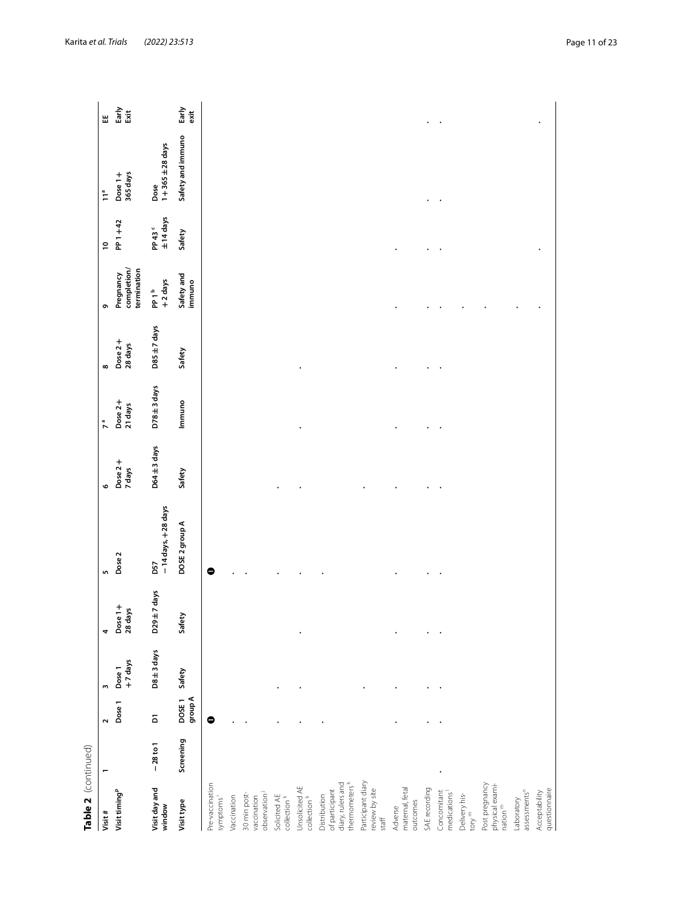**Table 2** (continued)

| Visit # | 1 | 2 | 3 | 4 | 5 | 6 | 7[a] | 8 | 9 | 10 | 11[a] | EE |
|---|---|---|---|---|---|---|---|---|---|---|---|---|
| **Visit timing[p]** | | Dose 1 | Dose 1 +7 days | Dose 1+ 28 days | Dose 2 | Dose 2+ 7 days | Dose 2+ 21 days | Dose 2+ 28 days | Pregnancy completion/ termination | PP 1+42 | Dose 1+ 365 days | Early Exit |
| **Visit day and window** | −28 to 1 | D1 | D8 ± 3 days | D29 ± 7 days | D57 −14 days, +28 days | D64 ± 3 days | D78 ± 3 days | D85 ± 7 days | PP 1[b] +2 days | PP 43[c] ±14 days | Dose 1 + 365 ± 28 days | |
| **Visit type** | Screening | DOSE 1 group A | Safety | Safety | DOSE 2 group A | Safety | Immuno | Safety | Safety and immuno | Safety | Safety and immuno | Early exit |
| Pre-vaccination symptoms[i] | | ❶ | | | ❶ | | | | | | | |
| Vaccination | | · | | | · | | | | | | | |
| 30 min post-vaccination observation[j] | | · | | | · | | | | | | | |
| Solicited AE collection[k] | | · | · | | · | · | | | | | | |
| Unsolicited AE collection[k] | | · | · | · | · | · | · | · | | | | |
| Distribution of participant diary, rulers and thermometers[k] | | · | | | · | | | | | | | |
| Participant diary review by site staff | | | · | | | · | | | | | | |
| Adverse maternal, fetal outcomes | | · | · | · | · | · | · | · | · | · | | |
| SAE recording | | · | · | · | · | · | · | · | · | · | · | · |
| Concomitant medications[l] | · | · | · | · | · | · | · | · | · | · | · | · |
| Delivery history[m] | | | | | | | | | · | | | |
| Post pregnancy physical examination[m] | | | | | | | | | · | | | |
| Laboratory assessments[n] | | | | | | | | | · | | | |
| Acceptability questionnaire | | | | | | | | | · | · | | · |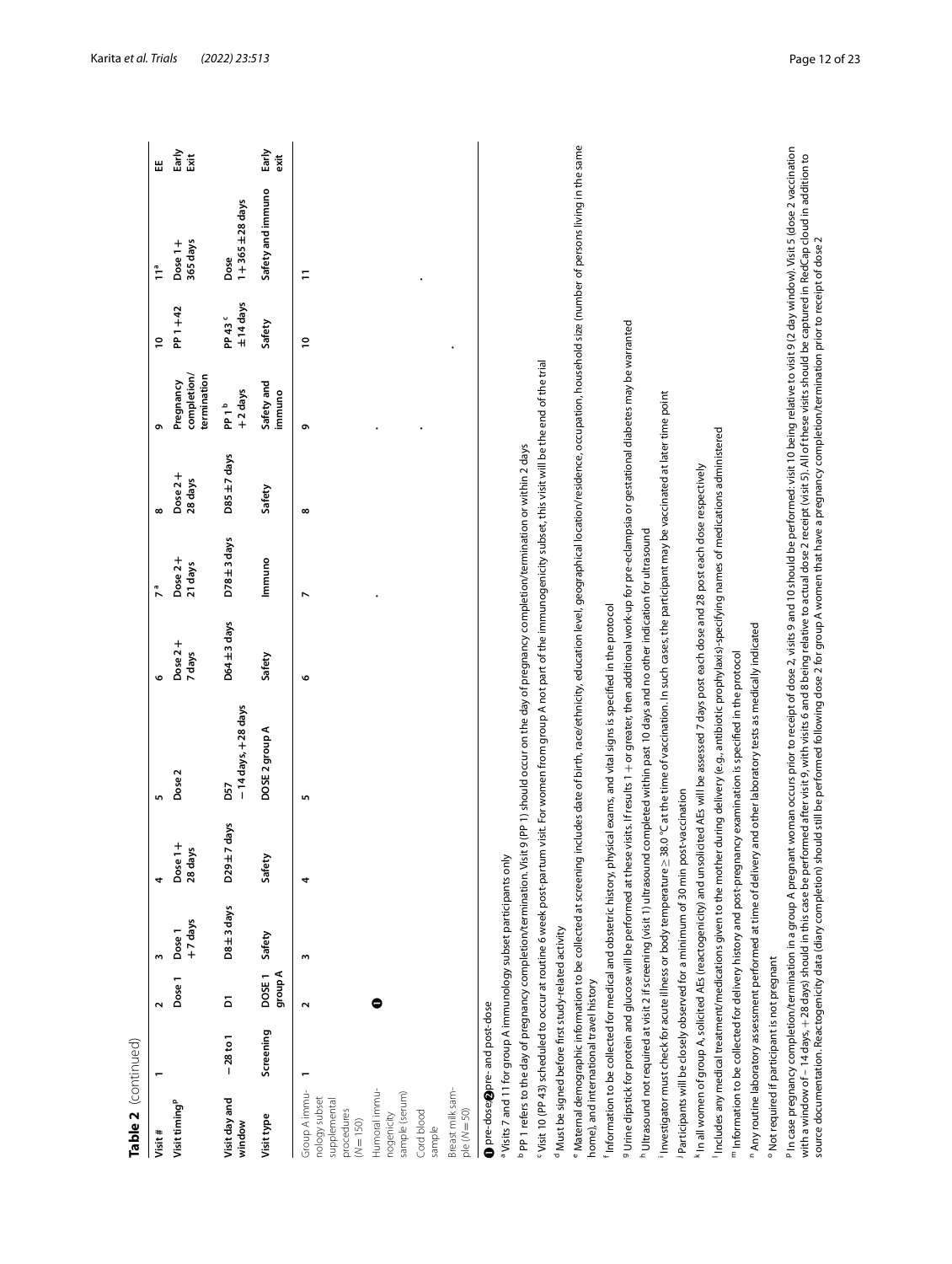**Table 2** (continued)

| Visit # | 1 | 2 | 3 | 4 | 5 | 6 | 7[a] | 8 | 9 | 10 | 11[a] | EE |
|---|---|---|---|---|---|---|---|---|---|---|---|---|
| Visit timing[p] | | Dose 1 | Dose 1 +7 days | Dose 1+ 28 days | Dose 2 | Dose 2+ 7 days | Dose 2+ 21 days | Dose 2+ 28 days | Pregnancy completion/ termination | PP 1+42 | Dose 1+ 365 days | Early Exit |
| Visit day and window | −28 to 1 | D1 | D8 ± 3 days | D29 ± 7 days | D57 −14 days, +28 days | D64 ± 3 days | D78 ± 3 days | D85 ± 7 days | PP 1[b] +2 days | PP 43[c] ±14 days | Dose 1+365 ± 28 days | |
| Visit type | Screening | DOSE 1 group A | Safety | Safety | DOSE 2 group A | Safety | Immuno | Safety | Safety and immuno | Safety | Safety and immuno | Early exit |
| Group A immunology subset supplemental procedures (N = 150) | 1 | 2 | 3 | 4 | 5 | 6 | 7 | 8 | 9 | 10 | 11 | |
| Humoral immunogenicity sample (serum) | | ❶ | | | | | • | | • | | • | |
| Cord blood sample | | | | | | | | | • | | | |
| Breast milk sample (N = 50) | | | | | | | | | | • | | |

❶ pre-dose ❷ pre- and post-dose

[a] Visits 7 and 11 for group A immunology subset participants only

[b] PP 1 refers to the day of pregnancy completion/termination. Visit 9 (PP 1) should occur on the day of pregnancy completion/termination or within 2 days

[c] Visit 10 (PP 43) scheduled to occur at routine 6 week post-partum visit. For women from group A not part of the immunogenicity subset, this visit will be the end of the trial

[d] Must be signed before first study-related activity

[e] Maternal demographic information to be collected at screening includes date of birth, race/ethnicity, education level, geographical location/residence, occupation, household size (number of persons living in the same home), and international travel history

[f] Information to be collected for medical and obstetric history, physical exams, and vital signs is specified in the protocol

[g] Urine dipstick for protein and glucose will be performed at these visits. If results 1 + or greater, then additional work-up for pre-eclampsia or gestational diabetes may be warranted

[h] Ultrasound not required at visit 2 if screening (visit 1) ultrasound completed within past 10 days and no other indication for ultrasound

[i] Investigator must check for acute illness or body temperature ≥ 38.0 °C at the time of vaccination. In such cases, the participant may be vaccinated at later time point

[j] Participants will be closely observed for a minimum of 30 min post-vaccination

[k] In all women of group A, solicited AEs (reactogenicity) and unsolicited AEs will be assessed 7 days post each dose and 28 post each dose respectively

[l] Includes any medical treatment/medications given to the mother during delivery (e.g., antibiotic prophylaxis)-specifying names of medications administered

[m] Information to be collected for delivery history and post-pregnancy examination is specified in the protocol

[n] Any routine laboratory assessment performed at time of delivery and other laboratory tests as medically indicated

[o] Not required if participant is not pregnant

[p] In case pregnancy completion/termination in a group A pregnant woman occurs prior to receipt of dose 2, visits 9 and 10 should be performed: visit 10 being relative to visit 9 (2 day window). Visit 5 (dose 2 vaccination with a window of − 14 days, + 28 days) should in this case be performed after visit 9, with visits 6 and 8 being relative to actual dose 2 receipt (visit 5). All of these visits should be captured in RedCap cloud in addition to source documentation. Reactogenicity data (diary completion) should still be performed following dose 2 for group A women that have a pregnancy completion/termination prior to receipt of dose 2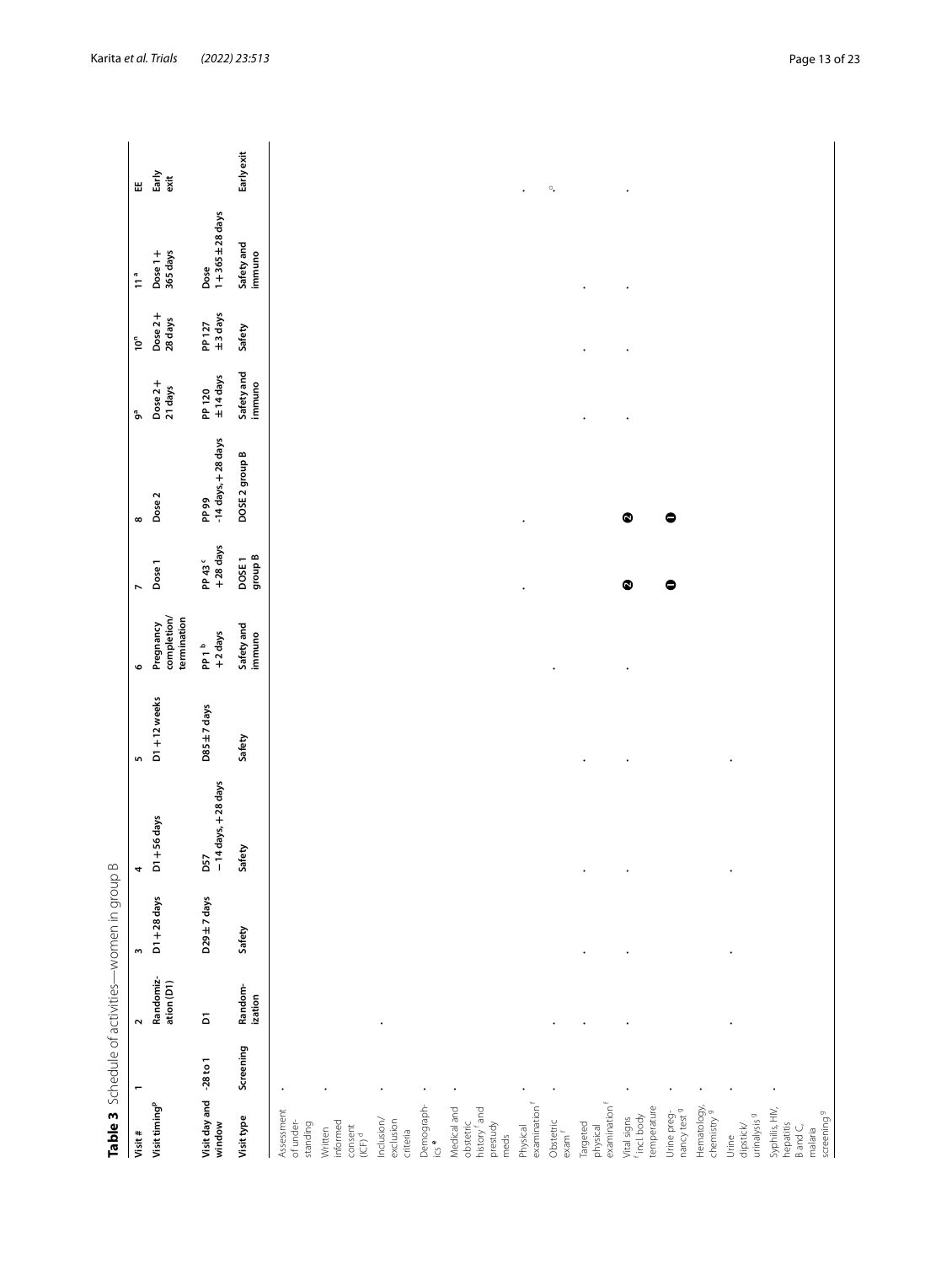**Table 3** Schedule of activities—women in group B

| Visit # | 1 | 2 | 3 | 4 | 5 | 6 | 7 | 8 | 9[a] | 10[n] | 11[a] | EE |
|---|---|---|---|---|---|---|---|---|---|---|---|---|
| **Visit timing**[p] | | **Randomization (D1)** | **D1 + 28 days** | **D1 + 56 days** | **D1 + 12 weeks** | **Pregnancy completion/ termination** | **Dose 1** | **Dose 2** | **Dose 2 + 21 days** | **Dose 2 + 28 days** | **Dose 1 + 365 days** | **Early exit** |
| **Visit day and window** | **-28 to 1** | **D1** | **D29 ± 7 days** | **D57 −14 days, + 28 days** | **D85 ± 7 days** | **PP 1**[b] **+ 2 days** | **PP 43**[c] **+ 28 days** | **PP 99 -14 days, + 28 days** | **PP 120 ± 14 days** | **PP 127 ± 3 days** | **Dose 1 + 365 ± 28 days** | |
| **Visit type** | **Screening** | **Randomization** | **Safety** | **Safety** | **Safety** | **Safety and immuno** | **DOSE 1 group B** | **DOSE 2 group B** | **Safety and immuno** | **Safety** | **Safety and immuno** | **Early exit** |
| Assessment of understanding | • | | | | | | | | | | | |
| Written informed consent (ICF)[d] | • | | | | | | | | | | | |
| Inclusion/ exclusion criteria | • | • | | | | | | | | | | |
| Demographics[e] | • | | | | | | | | | | | |
| Medical and obstetric history[f] and prestudy meds | • | | | | | | | | | | | |
| Physical examination[f] | • | | | | | | • | • | | | | • |
| Obstetric exam[f] | • | • | | | | • | | | | | | •[o] |
| Targeted physical examination[f] | | • | • | • | • | | | | • | • | • | |
| Vital signs[f] incl. body temperature | • | • | • | • | • | • | ❷ | ❷ | • | • | • | • |
| Urine pregnancy test[g] | • | | | | | | ❶ | ❶ | | | | |
| Hematology, chemistry[g] | • | | | | | | | | | | | |
| Urine dipstick/ urinalysis[g] | • | • | • | • | • | | | | | | | |
| Syphilis, HIV, hepatitis B and C, malaria screening[g] | • | | | | | | | | | | | |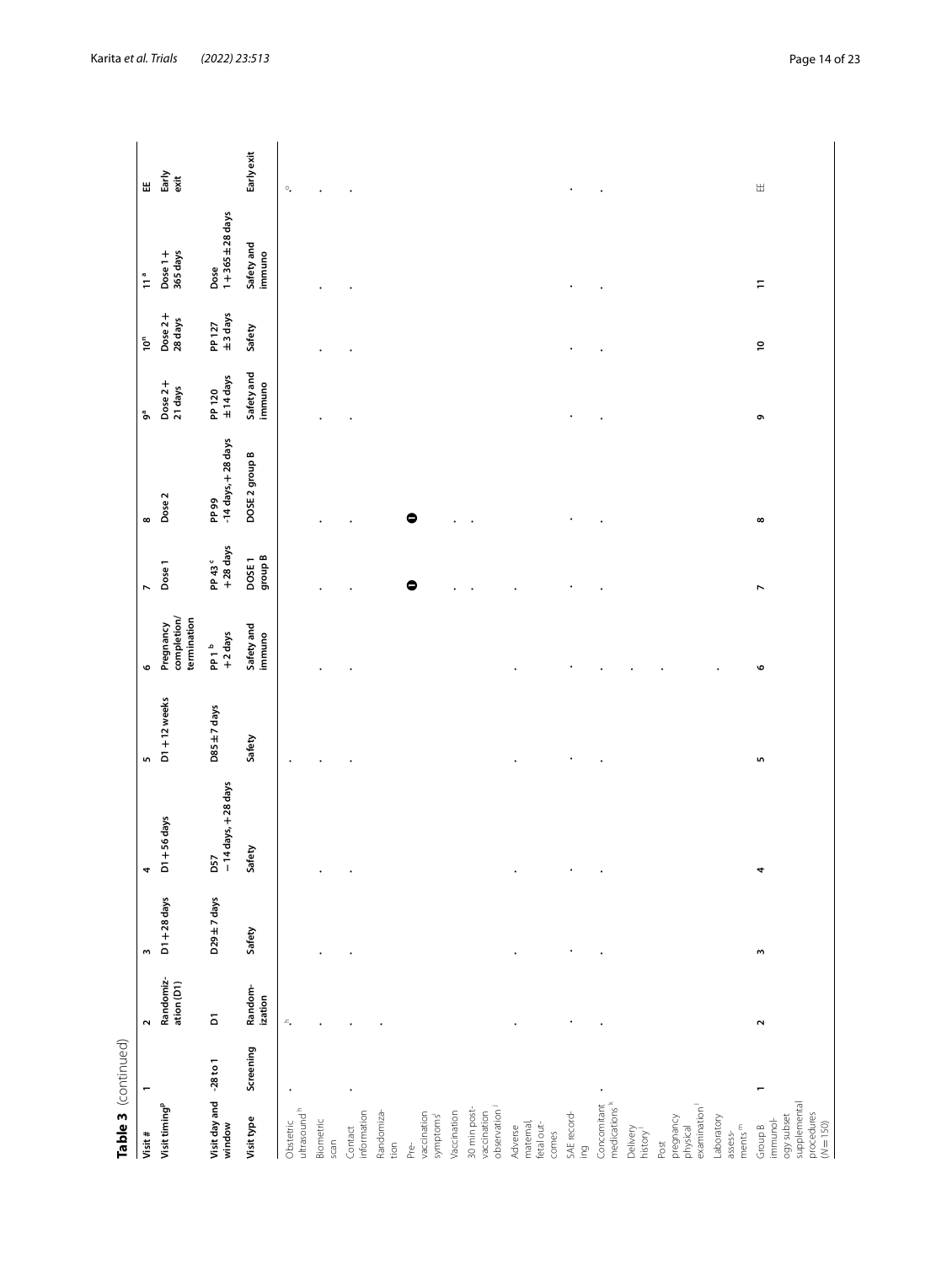**Table 3** (continued)

| Visit # | 1 | 2 | 3 | 4 | 5 | 6 | 7 | 8 | 9[a] | 10[n] | 11[a] | EE |
|---|---|---|---|---|---|---|---|---|---|---|---|---|
| **Visit timing**[p] | | Randomization (D1) | D1 + 28 days | D1 + 56 days | D1 + 12 weeks | Pregnancy completion/ termination | Dose 1 | Dose 2 | Dose 2 + 21 days | Dose 2 + 28 days | Dose 1 + 365 days | Early exit |
| **Visit day and window** | -28 to 1 | D1 | D29 ± 7 days | D57 −14 days, +28 days | D85 ± 7 days | PP 1[b] +2 days | PP 43[c] +28 days | PP 99 -14 days, +28 days | PP 120 ± 14 days | PP 127 ± 3 days | Dose 1 + 365 ± 28 days | |
| **Visit type** | Screening | Randomization | Safety | Safety | Safety | Safety and immuno | DOSE 1 group B | DOSE 2 group B | Safety and immuno | Safety | Safety and immuno | Early exit |
| Obstetric ultrasound[h] | • | •[h] | | | • | | | | | | | •[o] |
| Biometric scan | | • | • | • | • | • | • | • | • | • | • | • |
| Contact information | • | • | • | • | • | • | • | • | • | • | • | • |
| Randomization | | • | | | | | | | | | | |
| Pre-vaccination symptoms[i] | | | | | | | ❶ | ❶ | | | | |
| Vaccination | | | | | | | • | • | | | | |
| 30 min post-vaccination observation[j] | | | | | | | • | • | | | | |
| Adverse maternal, fetal outcomes | | • | • | • | • | • | • | | | | | |
| SAE recording | | • | • | • | • | • | • | • | • | • | • | • |
| Concomitant medications[k] | • | • | • | • | • | • | • | • | • | • | • | • |
| Delivery history[l] | | | | | | • | | | | | | |
| Post pregnancy physical examination[l] | | | | | | • | | | | | | |
| Laboratory assessments[m] | | | | | | • | | | | | | |
| Group B immunology subset supplemental procedures (N = 150) | 1 | 2 | 3 | 4 | 5 | 6 | 7 | 8 | 9 | 10 | 11 | EE |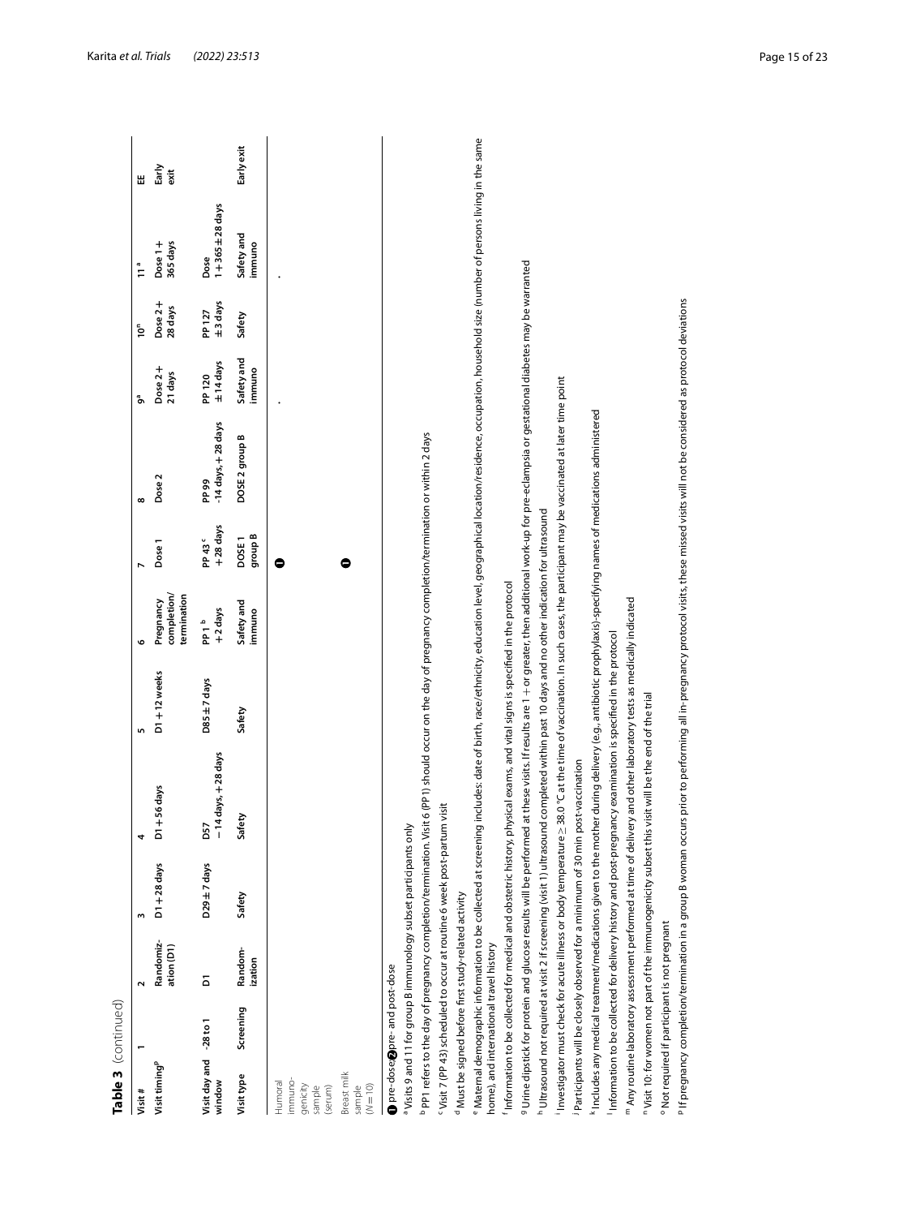**Table 3** (continued)

| Visit # | 1 | 2 | 3 | 4 | 5 | 6 | 7 | 8 | 9[a] | 10[n] | 11[a] | EE |
|---|---|---|---|---|---|---|---|---|---|---|---|---|
| Visit timing[p] | | Randomization (D1) | D1 + 28 days | D1 + 56 days | D1 + 12 weeks | Pregnancy completion/ termination | Dose 1 | Dose 2 | Dose 2 + 21 days | Dose 2 + 28 days | Dose 1 + 365 days | Early exit |
| Visit day and window | -28 to 1 | D1 | D29 ± 7 days | D57 −14 days, + 28 days | D85 ± 7 days | PP 1 [b] +2 days | PP 43 [c] + 28 days | PP 99 -14 days, + 28 days | PP 120 ± 14 days | PP 127 ± 3 days | Dose 1 + 365 ± 28 days | |
| Visit type | Screening | Randomization | Safety | Safety | Safety | Safety and immuno | DOSE 1 group B | DOSE 2 group B | Safety and immuno | Safety | Safety and immuno | Early exit |
| Humoral immunogenicity sample (serum) | | | | | | | ❶ | | • | | • | |
| Breast milk sample (N = 10) | | | | | | | ❶ | | | | | |

❶ pre-dose ❷ pre- and post-dose

[a] Visits 9 and 11 for group B immunology subset participants only

[b] PP1 refers to the day of pregnancy completion/termination. Visit 6 (PP1) should occur on the day of pregnancy completion/termination or within 2 days

[c] Visit 7 (PP 43) scheduled to occur at routine 6 week post-partum visit

[d] Must be signed before first study-related activity

[e] Maternal demographic information to be collected at screening includes: date of birth, race/ethnicity, education level, geographical location/residence, occupation, household size (number of persons living in the same home), and international travel history

[f] Information to be collected for medical and obstetric history, physical exams, and vital signs is specified in the protocol

[g] Urine dipstick for protein and glucose results will be performed at these visits. If results are 1 + or greater, then additional work-up for pre-eclampsia or gestational diabetes may be warranted

[h] Ultrasound not required at visit 2 if screening (visit 1) ultrasound completed within past 10 days and no other indication for ultrasound

[i] Investigator must check for acute illness or body temperature ≥ 38.0 °C at the time of vaccination. In such cases, the participant may be vaccinated at later time point

[j] Participants will be closely observed for a minimum of 30 min post-vaccination

[k] Includes any medical treatment/medications given to the mother during delivery (e.g., antibiotic prophylaxis)-specifying names of medications administered

[l] Information to be collected for delivery history and post-pregnancy examination is specified in the protocol

[m] Any routine laboratory assessment performed at time of delivery and other laboratory tests as medically indicated

[n] Visit 10: for women not part of the immunogenicity subset this visit will be the end of the trial

[o] Not required if participant is not pregnant

[p] If pregnancy completion/termination in a group B woman occurs prior to performing all in-pregnancy protocol visits, these missed visits will not be considered as protocol deviations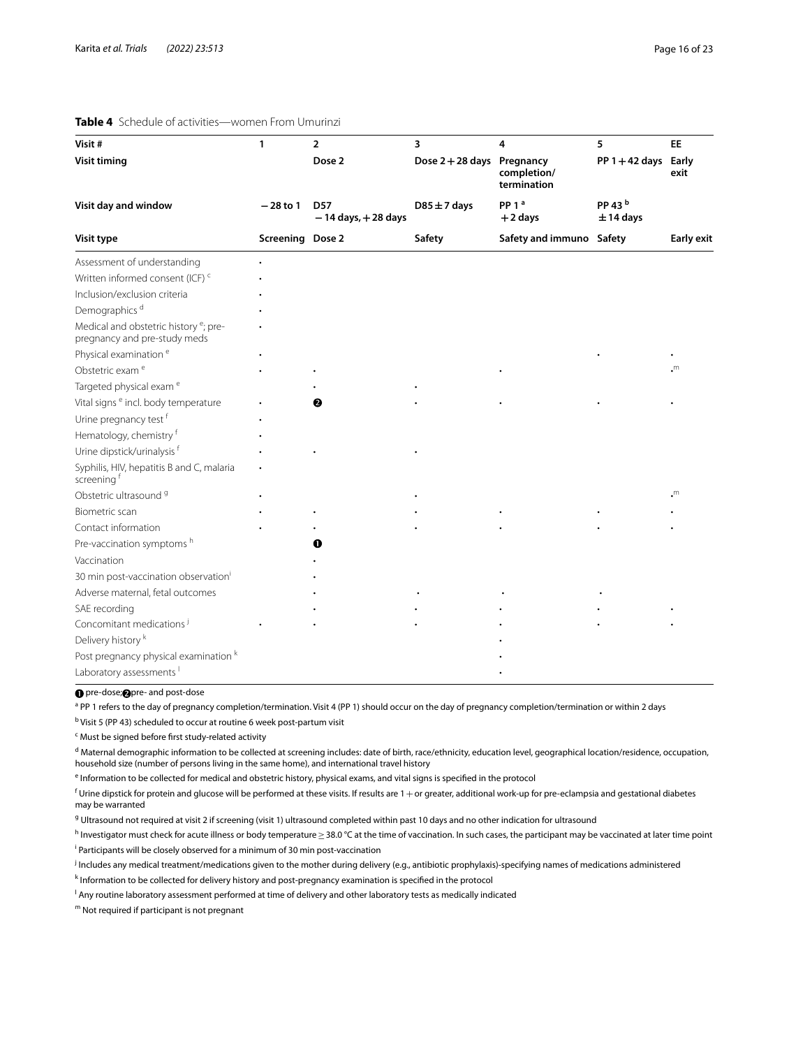**Table 4** Schedule of activities—women From Umurinzi

| Visit # | 1 | 2 | 3 | 4 | 5 | EE |
|---|---|---|---|---|---|---|
| **Visit timing** | | **Dose 2** | **Dose 2 + 28 days** | **Pregnancy completion/ termination** | **PP 1 + 42 days** | **Early exit** |
| **Visit day and window** | **− 28 to 1** | **D57 − 14 days, + 28 days** | **D85 ± 7 days** | **PP 1 [a] + 2 days** | **PP 43 [b] ± 14 days** | |
| **Visit type** | **Screening** | **Dose 2** | **Safety** | **Safety and immuno** | **Safety** | **Early exit** |
| Assessment of understanding | • | | | | | |
| Written informed consent (ICF) [c] | • | | | | | |
| Inclusion/exclusion criteria | • | | | | | |
| Demographics [d] | • | | | | | |
| Medical and obstetric history [e]; pre-pregnancy and pre-study meds | • | | | | | |
| Physical examination [e] | • | | | | • | • |
| Obstetric exam [e] | • | • | | • | | • [m] |
| Targeted physical exam [e] | | • | • | | | |
| Vital signs [e] incl. body temperature | • | ❷ | • | • | • | • |
| Urine pregnancy test [f] | • | | | | | |
| Hematology, chemistry [f] | • | | | | | |
| Urine dipstick/urinalysis [f] | • | • | • | | | |
| Syphilis, HIV, hepatitis B and C, malaria screening [f] | • | | | | | |
| Obstetric ultrasound [g] | • | | • | | | • [m] |
| Biometric scan | • | • | • | • | • | • |
| Contact information | • | • | • | • | • | • |
| Pre-vaccination symptoms [h] | | ❶ | | | | |
| Vaccination | | • | | | | |
| 30 min post-vaccination observation [i] | | • | | | | |
| Adverse maternal, fetal outcomes | | • | • | • | • | |
| SAE recording | | • | • | • | • | • |
| Concomitant medications [j] | • | • | • | • | • | • |
| Delivery history [k] | | | | • | | |
| Post pregnancy physical examination [k] | | | | • | | |
| Laboratory assessments [l] | | | | • | | |

❶ pre-dose; ❷ pre- and post-dose

[a] PP 1 refers to the day of pregnancy completion/termination. Visit 4 (PP 1) should occur on the day of pregnancy completion/termination or within 2 days

[b] Visit 5 (PP 43) scheduled to occur at routine 6 week post-partum visit

[c] Must be signed before first study-related activity

[d] Maternal demographic information to be collected at screening includes: date of birth, race/ethnicity, education level, geographical location/residence, occupation, household size (number of persons living in the same home), and international travel history

[e] Information to be collected for medical and obstetric history, physical exams, and vital signs is specified in the protocol

[f] Urine dipstick for protein and glucose will be performed at these visits. If results are 1 + or greater, additional work-up for pre-eclampsia and gestational diabetes may be warranted

[g] Ultrasound not required at visit 2 if screening (visit 1) ultrasound completed within past 10 days and no other indication for ultrasound

[h] Investigator must check for acute illness or body temperature ≥ 38.0 °C at the time of vaccination. In such cases, the participant may be vaccinated at later time point

[i] Participants will be closely observed for a minimum of 30 min post-vaccination

[j] Includes any medical treatment/medications given to the mother during delivery (e.g., antibiotic prophylaxis)-specifying names of medications administered

[k] Information to be collected for delivery history and post-pregnancy examination is specified in the protocol

[l] Any routine laboratory assessment performed at time of delivery and other laboratory tests as medically indicated

[m] Not required if participant is not pregnant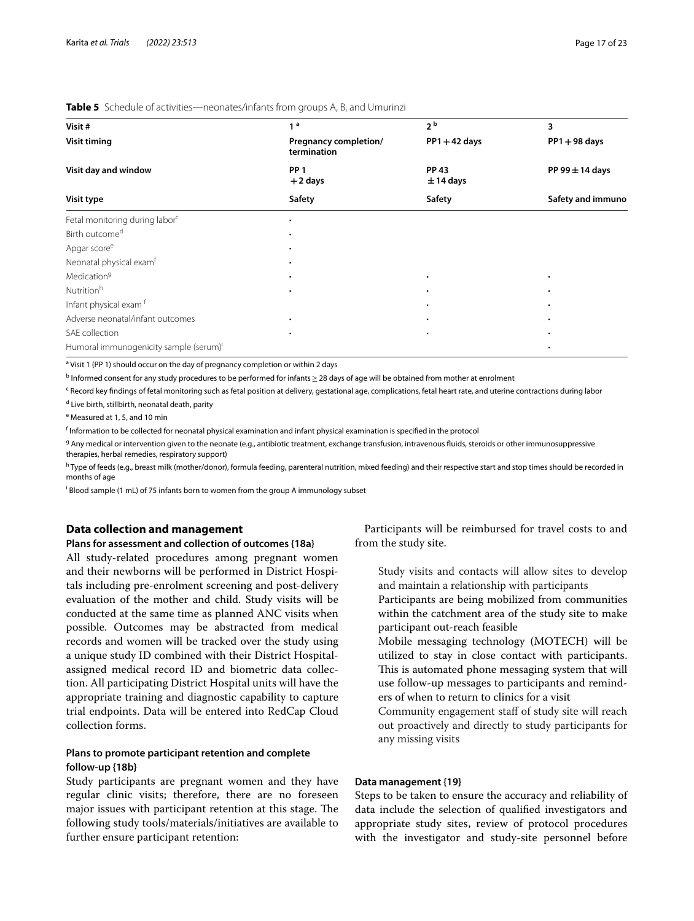**Table 5** Schedule of activities—neonates/infants from groups A, B, and Umurinzi

| Visit # | 1 [a] | 2 [b] | 3 |
|---|---|---|---|
| **Visit timing** | **Pregnancy completion/ termination** | **PP1 + 42 days** | **PP1 + 98 days** |
| **Visit day and window** | **PP 1 + 2 days** | **PP 43 ± 14 days** | **PP 99 ± 14 days** |
| **Visit type** | **Safety** | **Safety** | **Safety and immuno** |
| Fetal monitoring during labor[c] | • | | |
| Birth outcome[d] | • | | |
| Apgar score[e] | • | | |
| Neonatal physical exam[f] | • | | |
| Medication[g] | • | • | • |
| Nutrition[h] | • | • | • |
| Infant physical exam [f] | | • | • |
| Adverse neonatal/infant outcomes | • | • | • |
| SAE collection | • | • | • |
| Humoral immunogenicity sample (serum)[i] | | | • |

[a] Visit 1 (PP 1) should occur on the day of pregnancy completion or within 2 days

[b] Informed consent for any study procedures to be performed for infants ≥ 28 days of age will be obtained from mother at enrolment

[c] Record key findings of fetal monitoring such as fetal position at delivery, gestational age, complications, fetal heart rate, and uterine contractions during labor

[d] Live birth, stillbirth, neonatal death, parity

[e] Measured at 1, 5, and 10 min

[f] Information to be collected for neonatal physical examination and infant physical examination is specified in the protocol

[g] Any medical or intervention given to the neonate (e.g., antibiotic treatment, exchange transfusion, intravenous fluids, steroids or other immunosuppressive therapies, herbal remedies, respiratory support)

[h] Type of feeds (e.g., breast milk (mother/donor), formula feeding, parenteral nutrition, mixed feeding) and their respective start and stop times should be recorded in months of age

[i] Blood sample (1 mL) of 75 infants born to women from the group A immunology subset

## Data collection and management

### Plans for assessment and collection of outcomes {18a}

All study-related procedures among pregnant women and their newborns will be performed in District Hospitals including pre-enrolment screening and post-delivery evaluation of the mother and child. Study visits will be conducted at the same time as planned ANC visits when possible. Outcomes may be abstracted from medical records and women will be tracked over the study using a unique study ID combined with their District Hospital-assigned medical record ID and biometric data collection. All participating District Hospital units will have the appropriate training and diagnostic capability to capture trial endpoints. Data will be entered into RedCap Cloud collection forms.

### Plans to promote participant retention and complete follow-up {18b}

Study participants are pregnant women and they have regular clinic visits; therefore, there are no foreseen major issues with participant retention at this stage. The following study tools/materials/initiatives are available to further ensure participant retention:

Participants will be reimbursed for travel costs to and from the study site.

Study visits and contacts will allow sites to develop and maintain a relationship with participants

Participants are being mobilized from communities within the catchment area of the study site to make participant out-reach feasible

Mobile messaging technology (MOTECH) will be utilized to stay in close contact with participants. This is automated phone messaging system that will use follow-up messages to participants and reminders of when to return to clinics for a visit

Community engagement staff of study site will reach out proactively and directly to study participants for any missing visits

### Data management {19}

Steps to be taken to ensure the accuracy and reliability of data include the selection of qualified investigators and appropriate study sites, review of protocol procedures with the investigator and study-site personnel before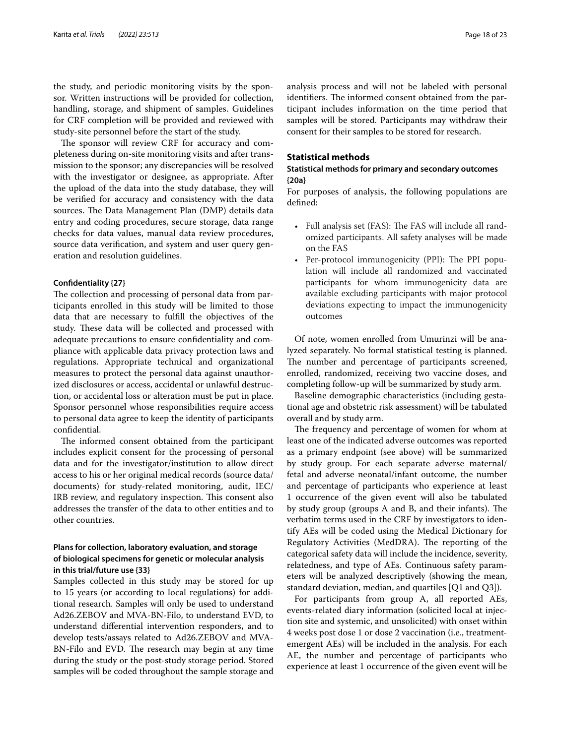the study, and periodic monitoring visits by the sponsor. Written instructions will be provided for collection, handling, storage, and shipment of samples. Guidelines for CRF completion will be provided and reviewed with study-site personnel before the start of the study.

The sponsor will review CRF for accuracy and completeness during on-site monitoring visits and after transmission to the sponsor; any discrepancies will be resolved with the investigator or designee, as appropriate. After the upload of the data into the study database, they will be verified for accuracy and consistency with the data sources. The Data Management Plan (DMP) details data entry and coding procedures, secure storage, data range checks for data values, manual data review procedures, source data verification, and system and user query generation and resolution guidelines.

#### Confidentiality {27}

The collection and processing of personal data from participants enrolled in this study will be limited to those data that are necessary to fulfill the objectives of the study. These data will be collected and processed with adequate precautions to ensure confidentiality and compliance with applicable data privacy protection laws and regulations. Appropriate technical and organizational measures to protect the personal data against unauthorized disclosures or access, accidental or unlawful destruction, or accidental loss or alteration must be put in place. Sponsor personnel whose responsibilities require access to personal data agree to keep the identity of participants confidential.

The informed consent obtained from the participant includes explicit consent for the processing of personal data and for the investigator/institution to allow direct access to his or her original medical records (source data/documents) for study-related monitoring, audit, IEC/IRB review, and regulatory inspection. This consent also addresses the transfer of the data to other entities and to other countries.

#### Plans for collection, laboratory evaluation, and storage of biological specimens for genetic or molecular analysis in this trial/future use {33}

Samples collected in this study may be stored for up to 15 years (or according to local regulations) for additional research. Samples will only be used to understand Ad26.ZEBOV and MVA-BN-Filo, to understand EVD, to understand differential intervention responders, and to develop tests/assays related to Ad26.ZEBOV and MVA-BN-Filo and EVD. The research may begin at any time during the study or the post-study storage period. Stored samples will be coded throughout the sample storage and analysis process and will not be labeled with personal identifiers. The informed consent obtained from the participant includes information on the time period that samples will be stored. Participants may withdraw their consent for their samples to be stored for research.

### Statistical methods

#### Statistical methods for primary and secondary outcomes {20a}

For purposes of analysis, the following populations are defined:

- Full analysis set (FAS): The FAS will include all randomized participants. All safety analyses will be made on the FAS
- Per-protocol immunogenicity (PPI): The PPI population will include all randomized and vaccinated participants for whom immunogenicity data are available excluding participants with major protocol deviations expecting to impact the immunogenicity outcomes

Of note, women enrolled from Umurinzi will be analyzed separately. No formal statistical testing is planned. The number and percentage of participants screened, enrolled, randomized, receiving two vaccine doses, and completing follow-up will be summarized by study arm.

Baseline demographic characteristics (including gestational age and obstetric risk assessment) will be tabulated overall and by study arm.

The frequency and percentage of women for whom at least one of the indicated adverse outcomes was reported as a primary endpoint (see above) will be summarized by study group. For each separate adverse maternal/fetal and adverse neonatal/infant outcome, the number and percentage of participants who experience at least 1 occurrence of the given event will also be tabulated by study group (groups A and B, and their infants). The verbatim terms used in the CRF by investigators to identify AEs will be coded using the Medical Dictionary for Regulatory Activities (MedDRA). The reporting of the categorical safety data will include the incidence, severity, relatedness, and type of AEs. Continuous safety parameters will be analyzed descriptively (showing the mean, standard deviation, median, and quartiles [Q1 and Q3]).

For participants from group A, all reported AEs, events-related diary information (solicited local at injection site and systemic, and unsolicited) with onset within 4 weeks post dose 1 or dose 2 vaccination (i.e., treatment-emergent AEs) will be included in the analysis. For each AE, the number and percentage of participants who experience at least 1 occurrence of the given event will be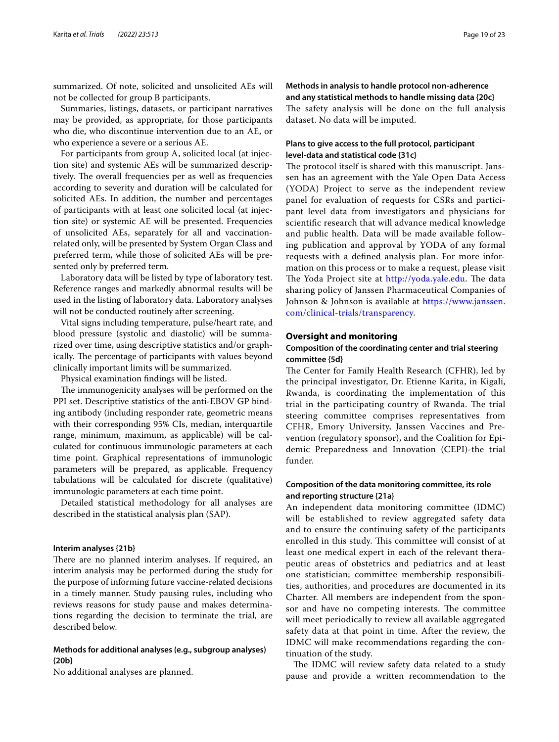summarized. Of note, solicited and unsolicited AEs will not be collected for group B participants.

Summaries, listings, datasets, or participant narratives may be provided, as appropriate, for those participants who die, who discontinue intervention due to an AE, or who experience a severe or a serious AE.

For participants from group A, solicited local (at injection site) and systemic AEs will be summarized descriptively. The overall frequencies per as well as frequencies according to severity and duration will be calculated for solicited AEs. In addition, the number and percentages of participants with at least one solicited local (at injection site) or systemic AE will be presented. Frequencies of unsolicited AEs, separately for all and vaccination-related only, will be presented by System Organ Class and preferred term, while those of solicited AEs will be presented only by preferred term.

Laboratory data will be listed by type of laboratory test. Reference ranges and markedly abnormal results will be used in the listing of laboratory data. Laboratory analyses will not be conducted routinely after screening.

Vital signs including temperature, pulse/heart rate, and blood pressure (systolic and diastolic) will be summarized over time, using descriptive statistics and/or graphically. The percentage of participants with values beyond clinically important limits will be summarized.

Physical examination findings will be listed.

The immunogenicity analyses will be performed on the PPI set. Descriptive statistics of the anti-EBOV GP binding antibody (including responder rate, geometric means with their corresponding 95% CIs, median, interquartile range, minimum, maximum, as applicable) will be calculated for continuous immunologic parameters at each time point. Graphical representations of immunologic parameters will be prepared, as applicable. Frequency tabulations will be calculated for discrete (qualitative) immunologic parameters at each time point.

Detailed statistical methodology for all analyses are described in the statistical analysis plan (SAP).

#### Interim analyses {21b}

There are no planned interim analyses. If required, an interim analysis may be performed during the study for the purpose of informing future vaccine-related decisions in a timely manner. Study pausing rules, including who reviews reasons for study pause and makes determinations regarding the decision to terminate the trial, are described below.

#### Methods for additional analyses (e.g., subgroup analyses) {20b}

No additional analyses are planned.

#### Methods in analysis to handle protocol non-adherence and any statistical methods to handle missing data {20c}

The safety analysis will be done on the full analysis dataset. No data will be imputed.

#### Plans to give access to the full protocol, participant level-data and statistical code {31c}

The protocol itself is shared with this manuscript. Janssen has an agreement with the Yale Open Data Access (YODA) Project to serve as the independent review panel for evaluation of requests for CSRs and participant level data from investigators and physicians for scientific research that will advance medical knowledge and public health. Data will be made available following publication and approval by YODA of any formal requests with a defined analysis plan. For more information on this process or to make a request, please visit The Yoda Project site at http://yoda.yale.edu. The data sharing policy of Janssen Pharmaceutical Companies of Johnson & Johnson is available at https://www.janssen.com/clinical-trials/transparency.

## Oversight and monitoring

#### Composition of the coordinating center and trial steering committee {5d}

The Center for Family Health Research (CFHR), led by the principal investigator, Dr. Etienne Karita, in Kigali, Rwanda, is coordinating the implementation of this trial in the participating country of Rwanda. The trial steering committee comprises representatives from CFHR, Emory University, Janssen Vaccines and Prevention (regulatory sponsor), and the Coalition for Epidemic Preparedness and Innovation (CEPI)-the trial funder.

#### Composition of the data monitoring committee, its role and reporting structure {21a}

An independent data monitoring committee (IDMC) will be established to review aggregated safety data and to ensure the continuing safety of the participants enrolled in this study. This committee will consist of at least one medical expert in each of the relevant therapeutic areas of obstetrics and pediatrics and at least one statistician; committee membership responsibilities, authorities, and procedures are documented in its Charter. All members are independent from the sponsor and have no competing interests. The committee will meet periodically to review all available aggregated safety data at that point in time. After the review, the IDMC will make recommendations regarding the continuation of the study.

The IDMC will review safety data related to a study pause and provide a written recommendation to the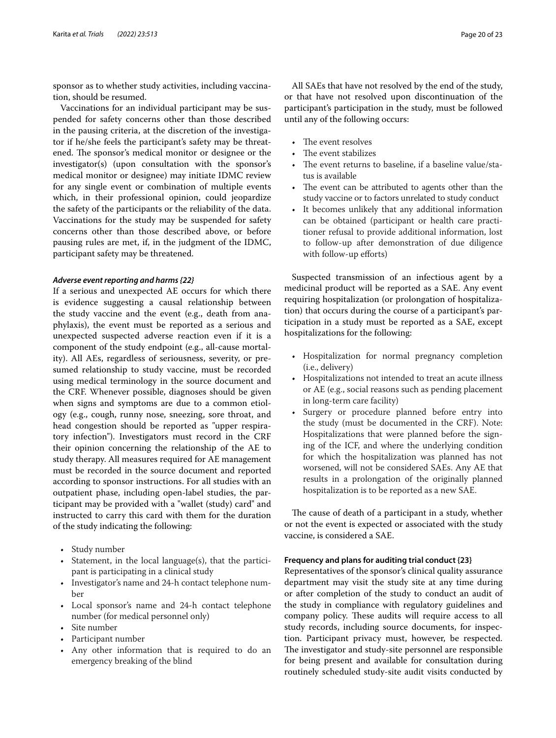sponsor as to whether study activities, including vaccination, should be resumed.

Vaccinations for an individual participant may be suspended for safety concerns other than those described in the pausing criteria, at the discretion of the investigator if he/she feels the participant's safety may be threatened. The sponsor's medical monitor or designee or the investigator(s) (upon consultation with the sponsor's medical monitor or designee) may initiate IDMC review for any single event or combination of multiple events which, in their professional opinion, could jeopardize the safety of the participants or the reliability of the data. Vaccinations for the study may be suspended for safety concerns other than those described above, or before pausing rules are met, if, in the judgment of the IDMC, participant safety may be threatened.

#### *Adverse event reporting and harms {22}*

If a serious and unexpected AE occurs for which there is evidence suggesting a causal relationship between the study vaccine and the event (e.g., death from anaphylaxis), the event must be reported as a serious and unexpected suspected adverse reaction even if it is a component of the study endpoint (e.g., all-cause mortality). All AEs, regardless of seriousness, severity, or presumed relationship to study vaccine, must be recorded using medical terminology in the source document and the CRF. Whenever possible, diagnoses should be given when signs and symptoms are due to a common etiology (e.g., cough, runny nose, sneezing, sore throat, and head congestion should be reported as "upper respiratory infection"). Investigators must record in the CRF their opinion concerning the relationship of the AE to study therapy. All measures required for AE management must be recorded in the source document and reported according to sponsor instructions. For all studies with an outpatient phase, including open-label studies, the participant may be provided with a "wallet (study) card" and instructed to carry this card with them for the duration of the study indicating the following:

- Study number
- Statement, in the local language(s), that the participant is participating in a clinical study
- Investigator's name and 24-h contact telephone number
- Local sponsor's name and 24-h contact telephone number (for medical personnel only)
- Site number
- Participant number
- Any other information that is required to do an emergency breaking of the blind

All SAEs that have not resolved by the end of the study, or that have not resolved upon discontinuation of the participant's participation in the study, must be followed until any of the following occurs:

- The event resolves
- The event stabilizes
- The event returns to baseline, if a baseline value/status is available
- The event can be attributed to agents other than the study vaccine or to factors unrelated to study conduct
- It becomes unlikely that any additional information can be obtained (participant or health care practitioner refusal to provide additional information, lost to follow-up after demonstration of due diligence with follow-up efforts)

Suspected transmission of an infectious agent by a medicinal product will be reported as a SAE. Any event requiring hospitalization (or prolongation of hospitalization) that occurs during the course of a participant's participation in a study must be reported as a SAE, except hospitalizations for the following:

- Hospitalization for normal pregnancy completion (i.e., delivery)
- Hospitalizations not intended to treat an acute illness or AE (e.g., social reasons such as pending placement in long-term care facility)
- Surgery or procedure planned before entry into the study (must be documented in the CRF). Note: Hospitalizations that were planned before the signing of the ICF, and where the underlying condition for which the hospitalization was planned has not worsened, will not be considered SAEs. Any AE that results in a prolongation of the originally planned hospitalization is to be reported as a new SAE.

The cause of death of a participant in a study, whether or not the event is expected or associated with the study vaccine, is considered a SAE.

### Frequency and plans for auditing trial conduct {23}

Representatives of the sponsor's clinical quality assurance department may visit the study site at any time during or after completion of the study to conduct an audit of the study in compliance with regulatory guidelines and company policy. These audits will require access to all study records, including source documents, for inspection. Participant privacy must, however, be respected. The investigator and study-site personnel are responsible for being present and available for consultation during routinely scheduled study-site audit visits conducted by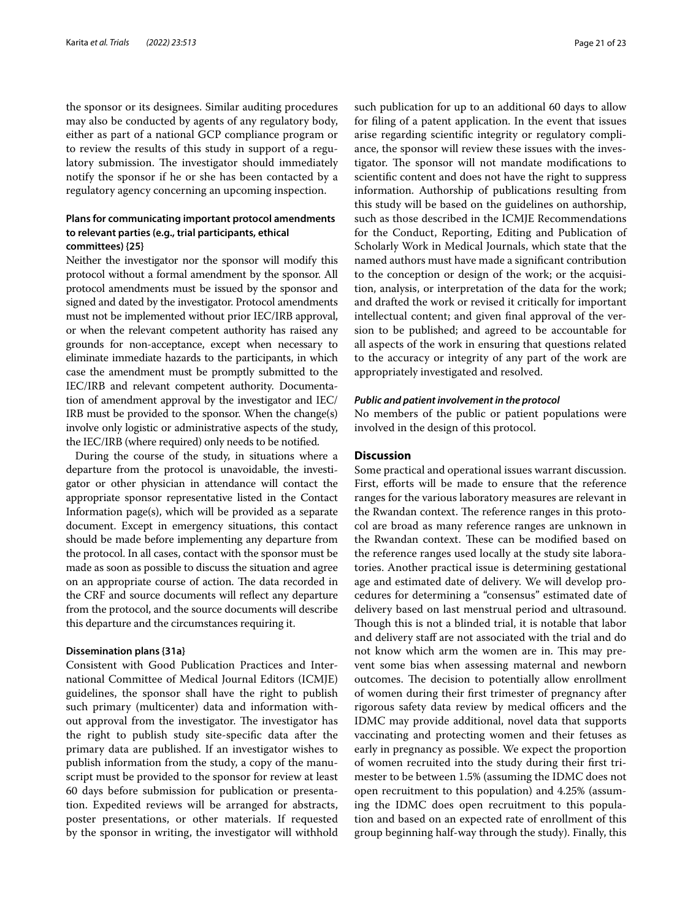the sponsor or its designees. Similar auditing procedures may also be conducted by agents of any regulatory body, either as part of a national GCP compliance program or to review the results of this study in support of a regulatory submission. The investigator should immediately notify the sponsor if he or she has been contacted by a regulatory agency concerning an upcoming inspection.

### Plans for communicating important protocol amendments to relevant parties (e.g., trial participants, ethical committees) {25}

Neither the investigator nor the sponsor will modify this protocol without a formal amendment by the sponsor. All protocol amendments must be issued by the sponsor and signed and dated by the investigator. Protocol amendments must not be implemented without prior IEC/IRB approval, or when the relevant competent authority has raised any grounds for non-acceptance, except when necessary to eliminate immediate hazards to the participants, in which case the amendment must be promptly submitted to the IEC/IRB and relevant competent authority. Documentation of amendment approval by the investigator and IEC/IRB must be provided to the sponsor. When the change(s) involve only logistic or administrative aspects of the study, the IEC/IRB (where required) only needs to be notified.

During the course of the study, in situations where a departure from the protocol is unavoidable, the investigator or other physician in attendance will contact the appropriate sponsor representative listed in the Contact Information page(s), which will be provided as a separate document. Except in emergency situations, this contact should be made before implementing any departure from the protocol. In all cases, contact with the sponsor must be made as soon as possible to discuss the situation and agree on an appropriate course of action. The data recorded in the CRF and source documents will reflect any departure from the protocol, and the source documents will describe this departure and the circumstances requiring it.

### Dissemination plans {31a}

Consistent with Good Publication Practices and International Committee of Medical Journal Editors (ICMJE) guidelines, the sponsor shall have the right to publish such primary (multicenter) data and information without approval from the investigator. The investigator has the right to publish study site-specific data after the primary data are published. If an investigator wishes to publish information from the study, a copy of the manuscript must be provided to the sponsor for review at least 60 days before submission for publication or presentation. Expedited reviews will be arranged for abstracts, poster presentations, or other materials. If requested by the sponsor in writing, the investigator will withhold such publication for up to an additional 60 days to allow for filing of a patent application. In the event that issues arise regarding scientific integrity or regulatory compliance, the sponsor will review these issues with the investigator. The sponsor will not mandate modifications to scientific content and does not have the right to suppress information. Authorship of publications resulting from this study will be based on the guidelines on authorship, such as those described in the ICMJE Recommendations for the Conduct, Reporting, Editing and Publication of Scholarly Work in Medical Journals, which state that the named authors must have made a significant contribution to the conception or design of the work; or the acquisition, analysis, or interpretation of the data for the work; and drafted the work or revised it critically for important intellectual content; and given final approval of the version to be published; and agreed to be accountable for all aspects of the work in ensuring that questions related to the accuracy or integrity of any part of the work are appropriately investigated and resolved.

#### *Public and patient involvement in the protocol*

No members of the public or patient populations were involved in the design of this protocol.

## Discussion

Some practical and operational issues warrant discussion. First, efforts will be made to ensure that the reference ranges for the various laboratory measures are relevant in the Rwandan context. The reference ranges in this protocol are broad as many reference ranges are unknown in the Rwandan context. These can be modified based on the reference ranges used locally at the study site laboratories. Another practical issue is determining gestational age and estimated date of delivery. We will develop procedures for determining a "consensus" estimated date of delivery based on last menstrual period and ultrasound. Though this is not a blinded trial, it is notable that labor and delivery staff are not associated with the trial and do not know which arm the women are in. This may prevent some bias when assessing maternal and newborn outcomes. The decision to potentially allow enrollment of women during their first trimester of pregnancy after rigorous safety data review by medical officers and the IDMC may provide additional, novel data that supports vaccinating and protecting women and their fetuses as early in pregnancy as possible. We expect the proportion of women recruited into the study during their first trimester to be between 1.5% (assuming the IDMC does not open recruitment to this population) and 4.25% (assuming the IDMC does open recruitment to this population and based on an expected rate of enrollment of this group beginning half-way through the study). Finally, this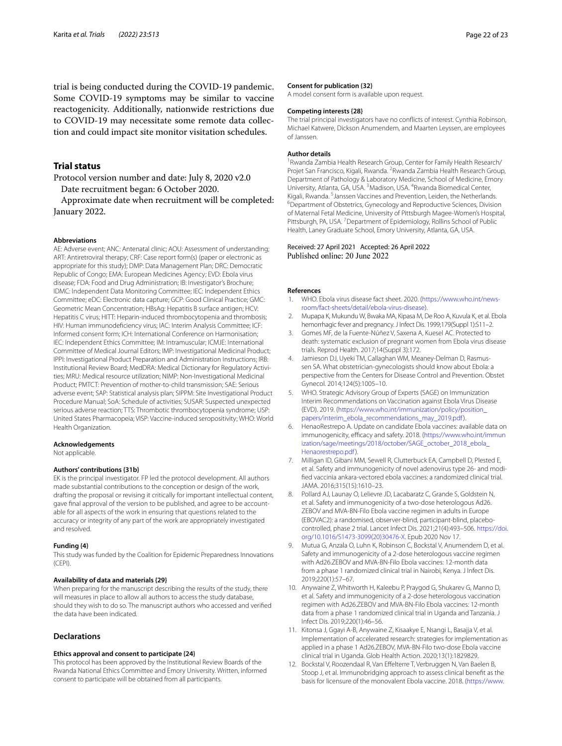trial is being conducted during the COVID-19 pandemic. Some COVID-19 symptoms may be similar to vaccine reactogenicity. Additionally, nationwide restrictions due to COVID-19 may necessitate some remote data collection and could impact site monitor visitation schedules.

## Trial status

Protocol version number and date: July 8, 2020 v2.0

Date recruitment began: 6 October 2020.

Approximate date when recruitment will be completed: January 2022.

#### Abbreviations

AE: Adverse event; ANC: Antenatal clinic; AOU: Assessment of understanding; ART: Antiretroviral therapy; CRF: Case report form(s) (paper or electronic as appropriate for this study); DMP: Data Management Plan; DRC: Democratic Republic of Congo; EMA: European Medicines Agency; EVD: Ebola virus disease; FDA: Food and Drug Administration; IB: Investigator's Brochure; IDMC: Independent Data Monitoring Committee; IEC: Independent Ethics Committee; eDC: Electronic data capture; GCP: Good Clinical Practice; GMC: Geometric Mean Concentration; HBsAg: Hepatitis B surface antigen; HCV: Hepatitis C virus; HITT: Heparin-induced thrombocytopenia and thrombosis; HIV: Human immunodeficiency virus; IAC: Interim Analysis Committee; ICF: Informed consent form; ICH: International Conference on Harmonisation; IEC: Independent Ethics Committee; IM: Intramuscular; ICMJE: International Committee of Medical Journal Editors; IMP: Investigational Medicinal Product; IPPI: Investigational Product Preparation and Administration Instructions; IRB: Institutional Review Board; MedDRA: Medical Dictionary for Regulatory Activities; MRU: Medical resource utilization; NIMP: Non-Investigational Medicinal Product; PMTCT: Prevention of mother-to-child transmission; SAE: Serious adverse event; SAP: Statistical analysis plan; SIPPM: Site Investigational Product Procedure Manual; SoA: Schedule of activities; SUSAR: Suspected unexpected serious adverse reaction; TTS: Thrombotic thrombocytopenia syndrome; USP: United States Pharmacopeia; VISP: Vaccine-induced seropositivity; WHO: World Health Organization.

#### Acknowledgements

Not applicable.

#### Authors' contributions {31b}

EK is the principal investigator. FP led the protocol development. All authors made substantial contributions to the conception or design of the work, drafting the proposal or revising it critically for important intellectual content, gave final approval of the version to be published, and agree to be accountable for all aspects of the work in ensuring that questions related to the accuracy or integrity of any part of the work are appropriately investigated and resolved.

#### Funding {4}

This study was funded by the Coalition for Epidemic Preparedness Innovations (CEPI).

#### Availability of data and materials {29}

When preparing for the manuscript describing the results of the study, there will measures in place to allow all authors to access the study database, should they wish to do so. The manuscript authors who accessed and verified the data have been indicated.

## Declarations

#### Ethics approval and consent to participate {24}

This protocol has been approved by the Institutional Review Boards of the Rwanda National Ethics Committee and Emory University. Written, informed consent to participate will be obtained from all participants.

#### Consent for publication {32}

A model consent form is available upon request.

#### Competing interests {28}

The trial principal investigators have no conflicts of interest. Cynthia Robinson, Michael Katwere, Dickson Anumendem, and Maarten Leyssen, are employees of Janssen.

#### Author details

[1]Rwanda Zambia Health Research Group, Center for Family Health Research/Projet San Francisco, Kigali, Rwanda. [2]Rwanda Zambia Health Research Group, Department of Pathology & Laboratory Medicine, School of Medicine, Emory University, Atlanta, GA, USA. [3]Madison, USA. [4]Rwanda Biomedical Center, Kigali, Rwanda. [5]Janssen Vaccines and Prevention, Leiden, the Netherlands. [6]Department of Obstetrics, Gynecology and Reproductive Sciences, Division of Maternal Fetal Medicine, University of Pittsburgh Magee-Women's Hospital, Pittsburgh, PA, USA. [7]Department of Epidemiology, Rollins School of Public Health, Laney Graduate School, Emory University, Atlanta, GA, USA.

Received: 27 April 2021 Accepted: 26 April 2022
Published online: 20 June 2022

#### References

1. WHO. Ebola virus disease fact sheet. 2020. (https://www.who.int/news-room/fact-sheets/detail/ebola-virus-disease).
2. Mupapa K, Mukundu W, Bwaka MA, Kipasa M, De Roo A, Kuvula K, et al. Ebola hemorrhagic fever and pregnancy. J Infect Dis. 1999;179(Suppl 1):S11–2.
3. Gomes MF, de la Fuente-Núñez V, Saxena A, Kuesel AC. Protected to death: systematic exclusion of pregnant women from Ebola virus disease trials. Reprod Health. 2017;14(Suppl 3):172.
4. Jamieson DJ, Uyeki TM, Callaghan WM, Meaney-Delman D, Rasmussen SA. What obstetrician-gynecologists should know about Ebola: a perspective from the Centers for Disease Control and Prevention. Obstet Gynecol. 2014;124(5):1005–10.
5. WHO. Strategic Advisory Group of Experts (SAGE) on Immunization Interim Recommendations on Vaccination against Ebola Virus Disease (EVD). 2019. (https://www.who.int/immunization/policy/position_papers/interim_ebola_recommendations_may_2019.pdf).
6. HenaoRestrepo A. Update on candidate Ebola vaccines: available data on immunogenicity, efficacy and safety. 2018. (https://www.who.int/immunization/sage/meetings/2018/october/SAGE_october_2018_ebola_Henaorestrepo.pdf).
7. Milligan ID, Gibani MM, Sewell R, Clutterbuck EA, Campbell D, Plested E, et al. Safety and immunogenicity of novel adenovirus type 26- and modified vaccinia ankara-vectored ebola vaccines: a randomized clinical trial. JAMA. 2016;315(15):1610–23.
8. Pollard AJ, Launay O, Lelievre JD, Lacabaratz C, Grande S, Goldstein N, et al. Safety and immunogenicity of a two-dose heterologous Ad26.ZEBOV and MVA-BN-Filo Ebola vaccine regimen in adults in Europe (EBOVAC2): a randomised, observer-blind, participant-blind, placebo-controlled, phase 2 trial. Lancet Infect Dis. 2021;21(4):493–506. https://doi.org/10.1016/S1473-3099(20)30476-X. Epub 2020 Nov 17.
9. Mutua G, Anzala O, Luhn K, Robinson C, Bockstal V, Anumendem D, et al. Safety and immunogenicity of a 2-dose heterologous vaccine regimen with Ad26.ZEBOV and MVA-BN-Filo Ebola vaccines: 12-month data from a phase 1 randomized clinical trial in Nairobi, Kenya. J Infect Dis. 2019;220(1):57–67.
10. Anywaine Z, Whitworth H, Kaleebu P, Praygod G, Shukarev G, Manno D, et al. Safety and immunogenicity of a 2-dose heterologous vaccination regimen with Ad26.ZEBOV and MVA-BN-Filo Ebola vaccines: 12-month data from a phase 1 randomized clinical trial in Uganda and Tanzania. J Infect Dis. 2019;220(1):46–56.
11. Kitonsa J, Ggayi A-B, Anywaine Z, Kisaakye E, Nsangi L, Basajja V, et al. Implementation of accelerated research: strategies for implementation as applied in a phase 1 Ad26.ZEBOV, MVA-BN-Filo two-dose Ebola vaccine clinical trial in Uganda. Glob Health Action. 2020;13(1):1829829.
12. Bockstal V, Roozendaal R, Van Effelterre T, Verbruggen N, Van Baelen B, Stoop J, et al. Immunobridging approach to assess clinical benefit as the basis for licensure of the monovalent Ebola vaccine. 2018. (https://www.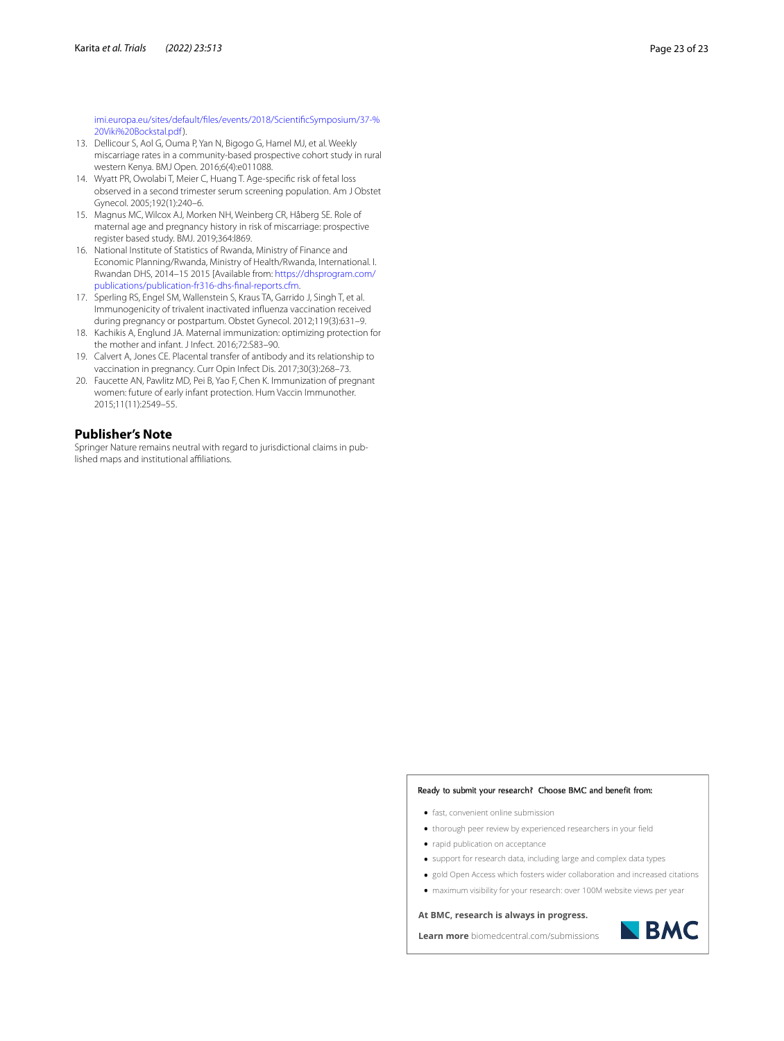imi.europa.eu/sites/default/files/events/2018/ScientificSymposium/37-%20Viki%20Bockstal.pdf).

13. Dellicour S, Aol G, Ouma P, Yan N, Bigogo G, Hamel MJ, et al. Weekly miscarriage rates in a community-based prospective cohort study in rural western Kenya. BMJ Open. 2016;6(4):e011088.
14. Wyatt PR, Owolabi T, Meier C, Huang T. Age-specific risk of fetal loss observed in a second trimester serum screening population. Am J Obstet Gynecol. 2005;192(1):240–6.
15. Magnus MC, Wilcox AJ, Morken NH, Weinberg CR, Håberg SE. Role of maternal age and pregnancy history in risk of miscarriage: prospective register based study. BMJ. 2019;364:l869.
16. National Institute of Statistics of Rwanda, Ministry of Finance and Economic Planning/Rwanda, Ministry of Health/Rwanda, International. I. Rwandan DHS, 2014–15 2015 [Available from: https://dhsprogram.com/publications/publication-fr316-dhs-final-reports.cfm.
17. Sperling RS, Engel SM, Wallenstein S, Kraus TA, Garrido J, Singh T, et al. Immunogenicity of trivalent inactivated influenza vaccination received during pregnancy or postpartum. Obstet Gynecol. 2012;119(3):631–9.
18. Kachikis A, Englund JA. Maternal immunization: optimizing protection for the mother and infant. J Infect. 2016;72:S83–90.
19. Calvert A, Jones CE. Placental transfer of antibody and its relationship to vaccination in pregnancy. Curr Opin Infect Dis. 2017;30(3):268–73.
20. Faucette AN, Pawlitz MD, Pei B, Yao F, Chen K. Immunization of pregnant women: future of early infant protection. Hum Vaccin Immunother. 2015;11(11):2549–55.

## Publisher's Note

Springer Nature remains neutral with regard to jurisdictional claims in published maps and institutional affiliations.

Ready to submit your research? Choose BMC and benefit from:

- fast, convenient online submission
- thorough peer review by experienced researchers in your field
- rapid publication on acceptance
- support for research data, including large and complex data types
- gold Open Access which fosters wider collaboration and increased citations
- maximum visibility for your research: over 100M website views per year

**At BMC, research is always in progress.**

**Learn more** biomedcentral.com/submissions